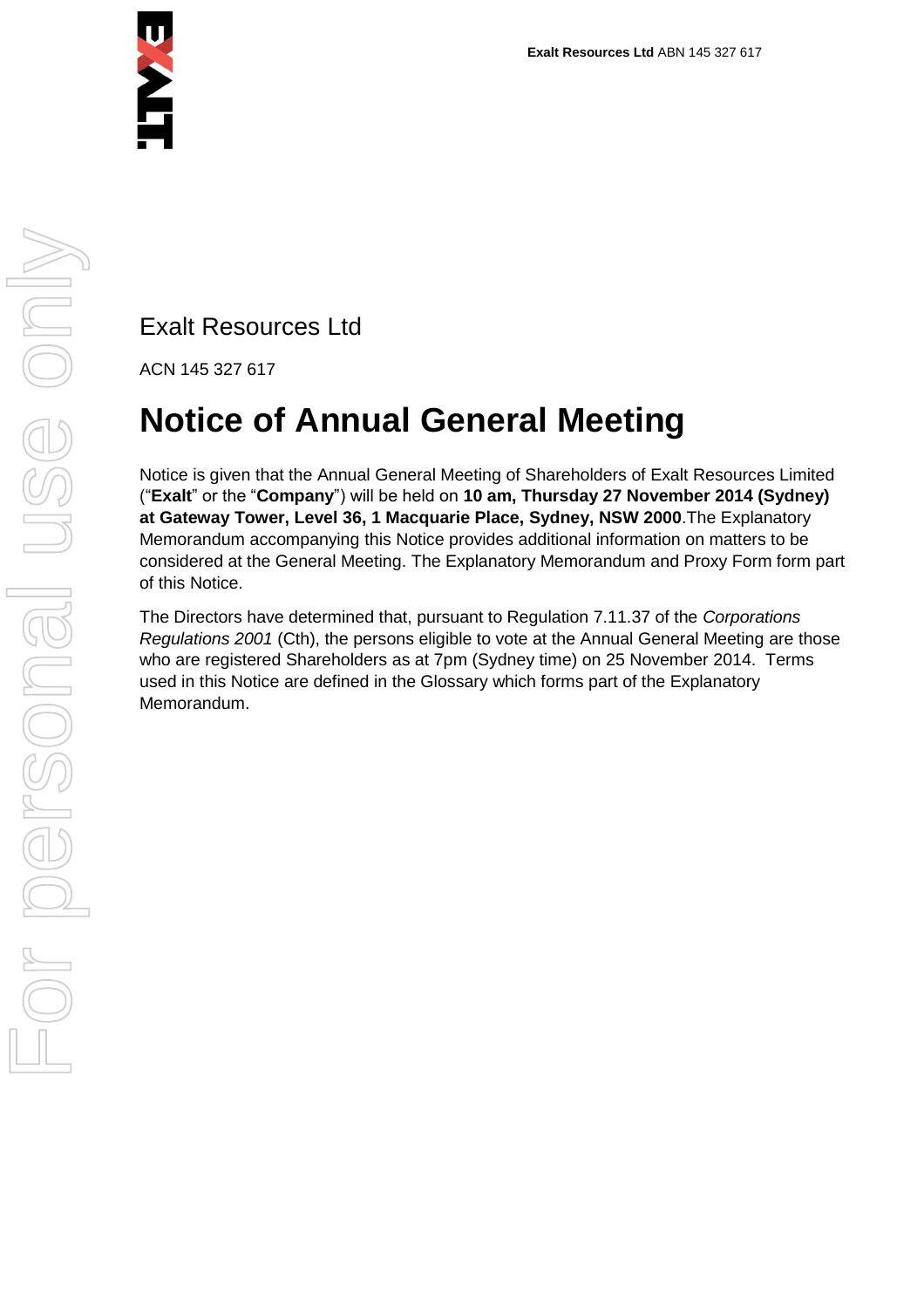**Exalt Resources Ltd** ABN 145 327 617

Exalt Resources Ltd

ACN 145 327 617

# Notice of Annual General Meeting

Notice is given that the Annual General Meeting of Shareholders of Exalt Resources Limited ("**Exalt**" or the "**Company**") will be held on **10 am, Thursday 27 November 2014 (Sydney) at Gateway Tower, Level 36, 1 Macquarie Place, Sydney, NSW 2000**.The Explanatory Memorandum accompanying this Notice provides additional information on matters to be considered at the General Meeting. The Explanatory Memorandum and Proxy Form form part of this Notice.

The Directors have determined that, pursuant to Regulation 7.11.37 of the *Corporations Regulations 2001* (Cth), the persons eligible to vote at the Annual General Meeting are those who are registered Shareholders as at 7pm (Sydney time) on 25 November 2014. Terms used in this Notice are defined in the Glossary which forms part of the Explanatory Memorandum.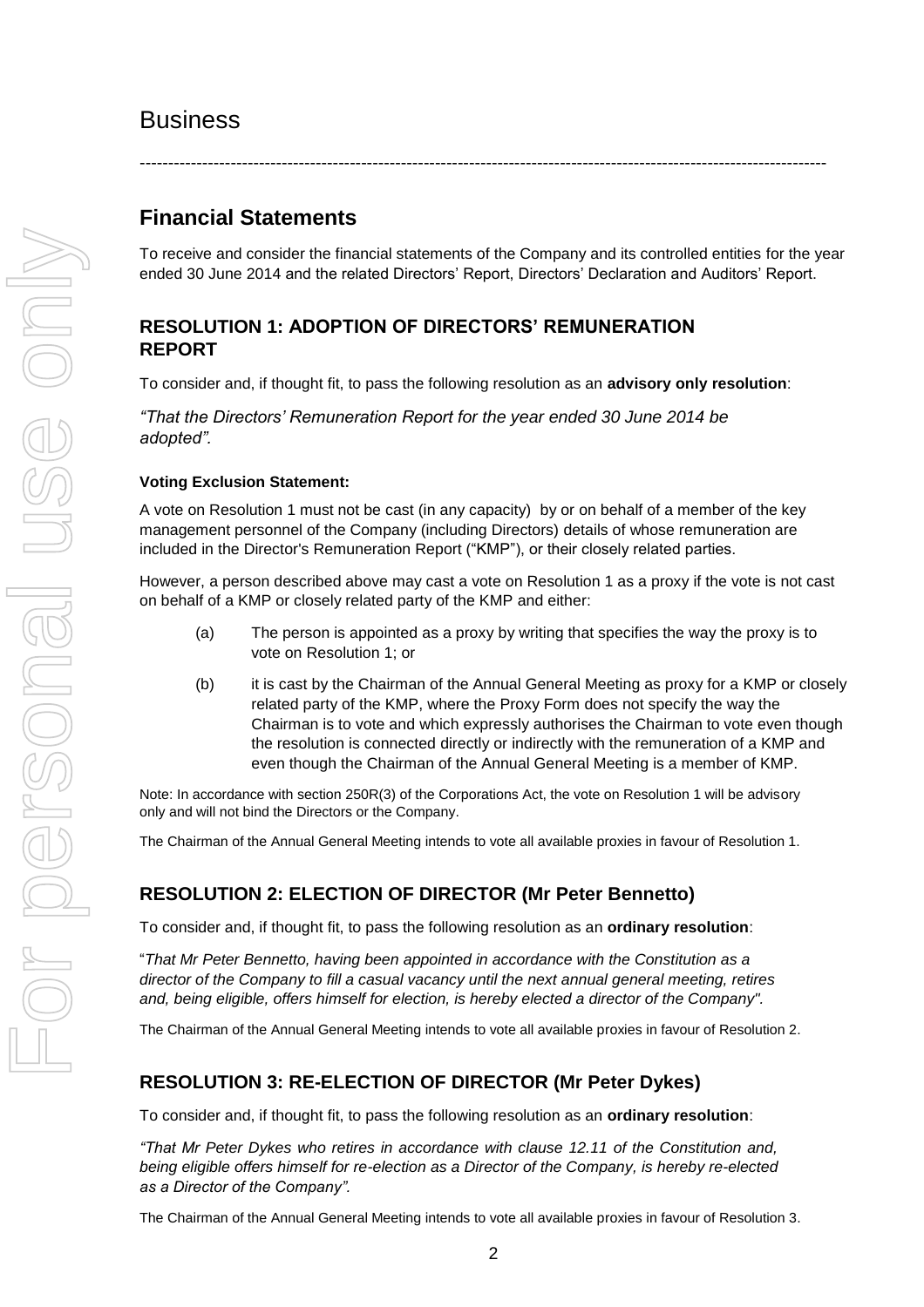# Business

---

## Financial Statements

To receive and consider the financial statements of the Company and its controlled entities for the year ended 30 June 2014 and the related Directors' Report, Directors' Declaration and Auditors' Report.

### RESOLUTION 1: ADOPTION OF DIRECTORS' REMUNERATION REPORT

To consider and, if thought fit, to pass the following resolution as an **advisory only resolution**:

*"That the Directors' Remuneration Report for the year ended 30 June 2014 be adopted".*

**Voting Exclusion Statement:**

A vote on Resolution 1 must not be cast (in any capacity) by or on behalf of a member of the key management personnel of the Company (including Directors) details of whose remuneration are included in the Director's Remuneration Report ("KMP"), or their closely related parties.

However, a person described above may cast a vote on Resolution 1 as a proxy if the vote is not cast on behalf of a KMP or closely related party of the KMP and either:

(a) The person is appointed as a proxy by writing that specifies the way the proxy is to vote on Resolution 1; or

(b) it is cast by the Chairman of the Annual General Meeting as proxy for a KMP or closely related party of the KMP, where the Proxy Form does not specify the way the Chairman is to vote and which expressly authorises the Chairman to vote even though the resolution is connected directly or indirectly with the remuneration of a KMP and even though the Chairman of the Annual General Meeting is a member of KMP.

Note: In accordance with section 250R(3) of the Corporations Act, the vote on Resolution 1 will be advisory only and will not bind the Directors or the Company.

The Chairman of the Annual General Meeting intends to vote all available proxies in favour of Resolution 1.

### RESOLUTION 2: ELECTION OF DIRECTOR (Mr Peter Bennetto)

To consider and, if thought fit, to pass the following resolution as an **ordinary resolution**:

"*That Mr Peter Bennetto, having been appointed in accordance with the Constitution as a director of the Company to fill a casual vacancy until the next annual general meeting, retires and, being eligible, offers himself for election, is hereby elected a director of the Company".*

The Chairman of the Annual General Meeting intends to vote all available proxies in favour of Resolution 2.

### RESOLUTION 3: RE-ELECTION OF DIRECTOR (Mr Peter Dykes)

To consider and, if thought fit, to pass the following resolution as an **ordinary resolution**:

*"That Mr Peter Dykes who retires in accordance with clause 12.11 of the Constitution and, being eligible offers himself for re-election as a Director of the Company, is hereby re-elected as a Director of the Company".*

The Chairman of the Annual General Meeting intends to vote all available proxies in favour of Resolution 3.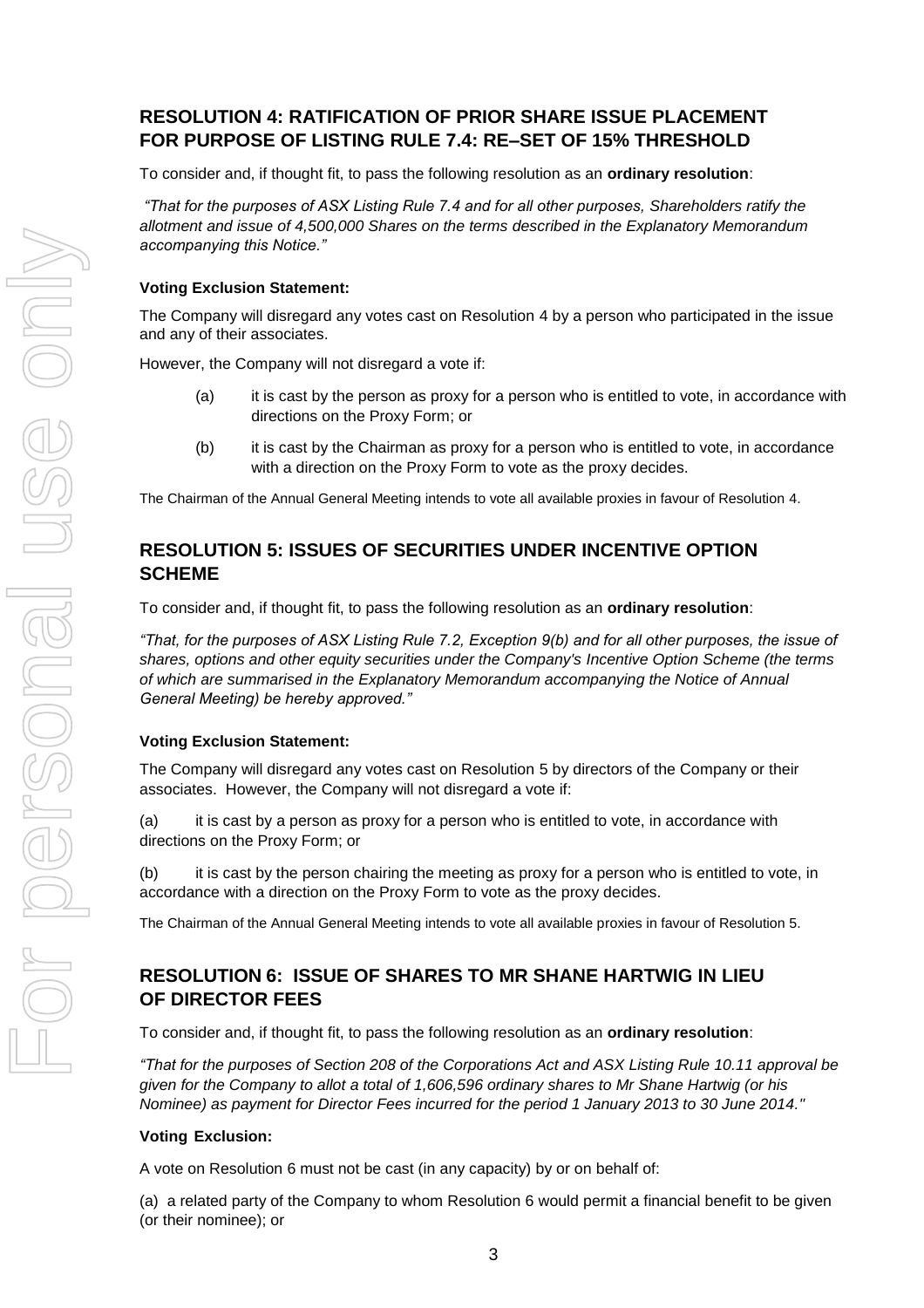## RESOLUTION 4: RATIFICATION OF PRIOR SHARE ISSUE PLACEMENT FOR PURPOSE OF LISTING RULE 7.4: RE–SET OF 15% THRESHOLD

To consider and, if thought fit, to pass the following resolution as an **ordinary resolution**:

*"That for the purposes of ASX Listing Rule 7.4 and for all other purposes, Shareholders ratify the allotment and issue of 4,500,000 Shares on the terms described in the Explanatory Memorandum accompanying this Notice."*

**Voting Exclusion Statement:**

The Company will disregard any votes cast on Resolution 4 by a person who participated in the issue and any of their associates.

However, the Company will not disregard a vote if:

(a) it is cast by the person as proxy for a person who is entitled to vote, in accordance with directions on the Proxy Form; or

(b) it is cast by the Chairman as proxy for a person who is entitled to vote, in accordance with a direction on the Proxy Form to vote as the proxy decides.

The Chairman of the Annual General Meeting intends to vote all available proxies in favour of Resolution 4.

## RESOLUTION 5: ISSUES OF SECURITIES UNDER INCENTIVE OPTION SCHEME

To consider and, if thought fit, to pass the following resolution as an **ordinary resolution**:

*"That, for the purposes of ASX Listing Rule 7.2, Exception 9(b) and for all other purposes, the issue of shares, options and other equity securities under the Company's Incentive Option Scheme (the terms of which are summarised in the Explanatory Memorandum accompanying the Notice of Annual General Meeting) be hereby approved."*

**Voting Exclusion Statement:**

The Company will disregard any votes cast on Resolution 5 by directors of the Company or their associates. However, the Company will not disregard a vote if:

(a) it is cast by a person as proxy for a person who is entitled to vote, in accordance with directions on the Proxy Form; or

(b) it is cast by the person chairing the meeting as proxy for a person who is entitled to vote, in accordance with a direction on the Proxy Form to vote as the proxy decides.

The Chairman of the Annual General Meeting intends to vote all available proxies in favour of Resolution 5.

## RESOLUTION 6: ISSUE OF SHARES TO MR SHANE HARTWIG IN LIEU OF DIRECTOR FEES

To consider and, if thought fit, to pass the following resolution as an **ordinary resolution**:

*"That for the purposes of Section 208 of the Corporations Act and ASX Listing Rule 10.11 approval be given for the Company to allot a total of 1,606,596 ordinary shares to Mr Shane Hartwig (or his Nominee) as payment for Director Fees incurred for the period 1 January 2013 to 30 June 2014."*

**Voting Exclusion:**

A vote on Resolution 6 must not be cast (in any capacity) by or on behalf of:

(a) a related party of the Company to whom Resolution 6 would permit a financial benefit to be given (or their nominee); or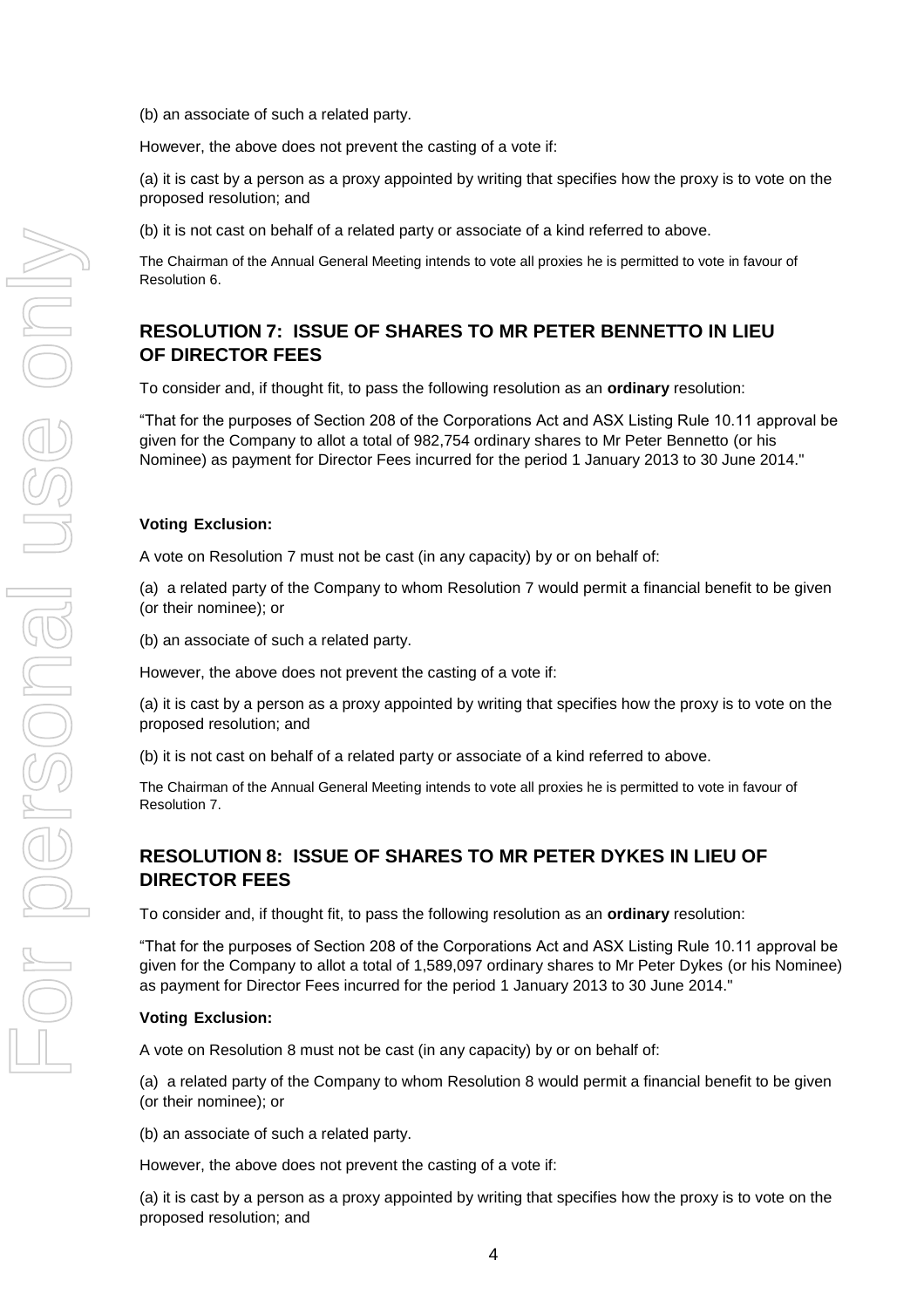(b) an associate of such a related party.

However, the above does not prevent the casting of a vote if:

(a) it is cast by a person as a proxy appointed by writing that specifies how the proxy is to vote on the proposed resolution; and

(b) it is not cast on behalf of a related party or associate of a kind referred to above.

The Chairman of the Annual General Meeting intends to vote all proxies he is permitted to vote in favour of Resolution 6.

## RESOLUTION 7: ISSUE OF SHARES TO MR PETER BENNETTO IN LIEU OF DIRECTOR FEES

To consider and, if thought fit, to pass the following resolution as an **ordinary** resolution:

"That for the purposes of Section 208 of the Corporations Act and ASX Listing Rule 10.11 approval be given for the Company to allot a total of 982,754 ordinary shares to Mr Peter Bennetto (or his Nominee) as payment for Director Fees incurred for the period 1 January 2013 to 30 June 2014."

**Voting Exclusion:**

A vote on Resolution 7 must not be cast (in any capacity) by or on behalf of:

(a) a related party of the Company to whom Resolution 7 would permit a financial benefit to be given (or their nominee); or

(b) an associate of such a related party.

However, the above does not prevent the casting of a vote if:

(a) it is cast by a person as a proxy appointed by writing that specifies how the proxy is to vote on the proposed resolution; and

(b) it is not cast on behalf of a related party or associate of a kind referred to above.

The Chairman of the Annual General Meeting intends to vote all proxies he is permitted to vote in favour of Resolution 7.

## RESOLUTION 8: ISSUE OF SHARES TO MR PETER DYKES IN LIEU OF DIRECTOR FEES

To consider and, if thought fit, to pass the following resolution as an **ordinary** resolution:

"That for the purposes of Section 208 of the Corporations Act and ASX Listing Rule 10.11 approval be given for the Company to allot a total of 1,589,097 ordinary shares to Mr Peter Dykes (or his Nominee) as payment for Director Fees incurred for the period 1 January 2013 to 30 June 2014."

**Voting Exclusion:**

A vote on Resolution 8 must not be cast (in any capacity) by or on behalf of:

(a) a related party of the Company to whom Resolution 8 would permit a financial benefit to be given (or their nominee); or

(b) an associate of such a related party.

However, the above does not prevent the casting of a vote if:

(a) it is cast by a person as a proxy appointed by writing that specifies how the proxy is to vote on the proposed resolution; and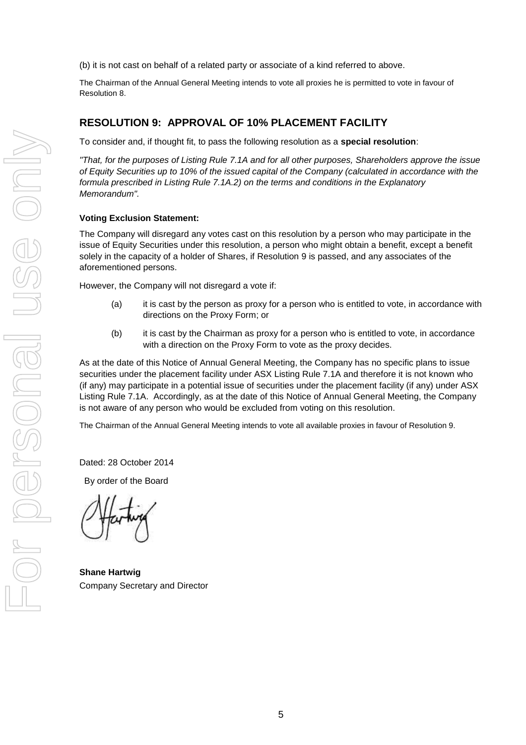(b) it is not cast on behalf of a related party or associate of a kind referred to above.

The Chairman of the Annual General Meeting intends to vote all proxies he is permitted to vote in favour of Resolution 8.

## RESOLUTION 9: APPROVAL OF 10% PLACEMENT FACILITY

To consider and, if thought fit, to pass the following resolution as a **special resolution**:

*"That, for the purposes of Listing Rule 7.1A and for all other purposes, Shareholders approve the issue of Equity Securities up to 10% of the issued capital of the Company (calculated in accordance with the formula prescribed in Listing Rule 7.1A.2) on the terms and conditions in the Explanatory Memorandum".*

**Voting Exclusion Statement:**

The Company will disregard any votes cast on this resolution by a person who may participate in the issue of Equity Securities under this resolution, a person who might obtain a benefit, except a benefit solely in the capacity of a holder of Shares, if Resolution 9 is passed, and any associates of the aforementioned persons.

However, the Company will not disregard a vote if:

(a) it is cast by the person as proxy for a person who is entitled to vote, in accordance with directions on the Proxy Form; or

(b) it is cast by the Chairman as proxy for a person who is entitled to vote, in accordance with a direction on the Proxy Form to vote as the proxy decides.

As at the date of this Notice of Annual General Meeting, the Company has no specific plans to issue securities under the placement facility under ASX Listing Rule 7.1A and therefore it is not known who (if any) may participate in a potential issue of securities under the placement facility (if any) under ASX Listing Rule 7.1A. Accordingly, as at the date of this Notice of Annual General Meeting, the Company is not aware of any person who would be excluded from voting on this resolution.

The Chairman of the Annual General Meeting intends to vote all available proxies in favour of Resolution 9.

Dated: 28 October 2014

By order of the Board

**Shane Hartwig**
Company Secretary and Director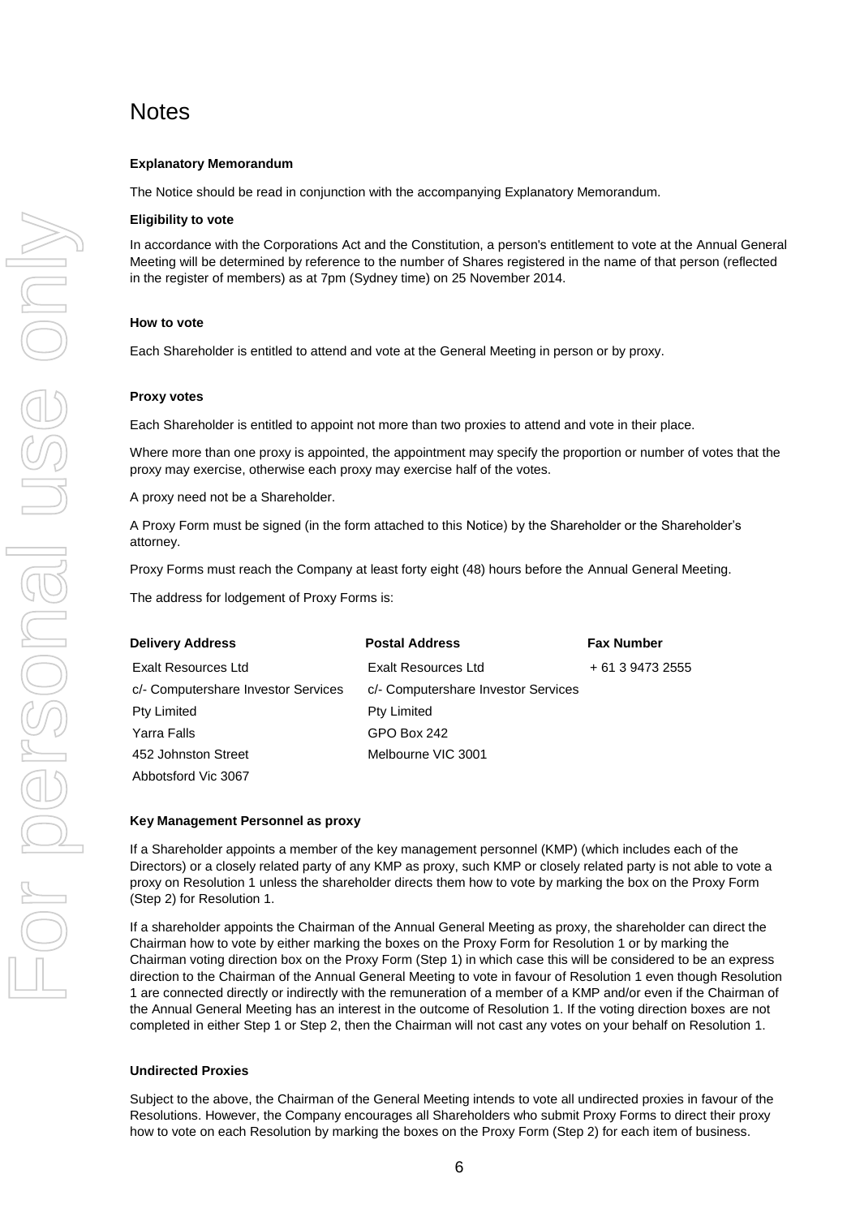# Notes

**Explanatory Memorandum**

The Notice should be read in conjunction with the accompanying Explanatory Memorandum.

**Eligibility to vote**

In accordance with the Corporations Act and the Constitution, a person's entitlement to vote at the Annual General Meeting will be determined by reference to the number of Shares registered in the name of that person (reflected in the register of members) as at 7pm (Sydney time) on 25 November 2014.

**How to vote**

Each Shareholder is entitled to attend and vote at the General Meeting in person or by proxy.

**Proxy votes**

Each Shareholder is entitled to appoint not more than two proxies to attend and vote in their place.

Where more than one proxy is appointed, the appointment may specify the proportion or number of votes that the proxy may exercise, otherwise each proxy may exercise half of the votes.

A proxy need not be a Shareholder.

A Proxy Form must be signed (in the form attached to this Notice) by the Shareholder or the Shareholder's attorney.

Proxy Forms must reach the Company at least forty eight (48) hours before the Annual General Meeting.

The address for lodgement of Proxy Forms is:

| Delivery Address | Postal Address | Fax Number |
|---|---|---|
| Exalt Resources Ltd | Exalt Resources Ltd | + 61 3 9473 2555 |
| c/- Computershare Investor Services | c/- Computershare Investor Services | |
| Pty Limited | Pty Limited | |
| Yarra Falls | GPO Box 242 | |
| 452 Johnston Street | Melbourne VIC 3001 | |
| Abbotsford Vic 3067 | | |

**Key Management Personnel as proxy**

If a Shareholder appoints a member of the key management personnel (KMP) (which includes each of the Directors) or a closely related party of any KMP as proxy, such KMP or closely related party is not able to vote a proxy on Resolution 1 unless the shareholder directs them how to vote by marking the box on the Proxy Form (Step 2) for Resolution 1.

If a shareholder appoints the Chairman of the Annual General Meeting as proxy, the shareholder can direct the Chairman how to vote by either marking the boxes on the Proxy Form for Resolution 1 or by marking the Chairman voting direction box on the Proxy Form (Step 1) in which case this will be considered to be an express direction to the Chairman of the Annual General Meeting to vote in favour of Resolution 1 even though Resolution 1 are connected directly or indirectly with the remuneration of a member of a KMP and/or even if the Chairman of the Annual General Meeting has an interest in the outcome of Resolution 1. If the voting direction boxes are not completed in either Step 1 or Step 2, then the Chairman will not cast any votes on your behalf on Resolution 1.

**Undirected Proxies**

Subject to the above, the Chairman of the General Meeting intends to vote all undirected proxies in favour of the Resolutions. However, the Company encourages all Shareholders who submit Proxy Forms to direct their proxy how to vote on each Resolution by marking the boxes on the Proxy Form (Step 2) for each item of business.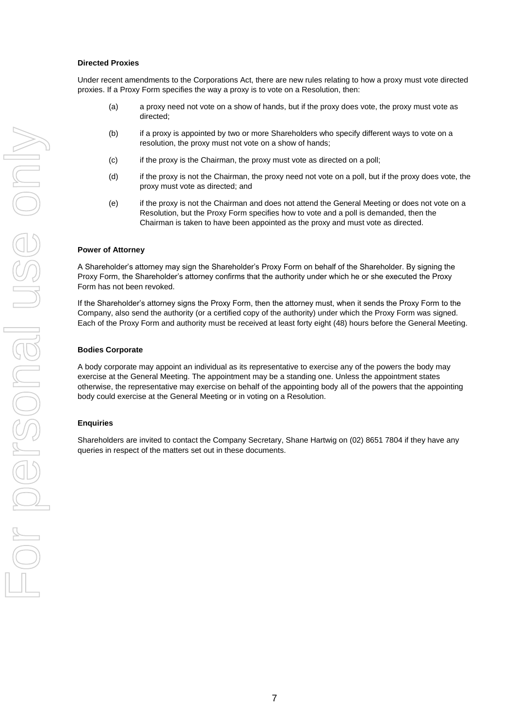**Directed Proxies**

Under recent amendments to the Corporations Act, there are new rules relating to how a proxy must vote directed proxies. If a Proxy Form specifies the way a proxy is to vote on a Resolution, then:

(a) a proxy need not vote on a show of hands, but if the proxy does vote, the proxy must vote as directed;

(b) if a proxy is appointed by two or more Shareholders who specify different ways to vote on a resolution, the proxy must not vote on a show of hands;

(c) if the proxy is the Chairman, the proxy must vote as directed on a poll;

(d) if the proxy is not the Chairman, the proxy need not vote on a poll, but if the proxy does vote, the proxy must vote as directed; and

(e) if the proxy is not the Chairman and does not attend the General Meeting or does not vote on a Resolution, but the Proxy Form specifies how to vote and a poll is demanded, then the Chairman is taken to have been appointed as the proxy and must vote as directed.

**Power of Attorney**

A Shareholder's attorney may sign the Shareholder's Proxy Form on behalf of the Shareholder. By signing the Proxy Form, the Shareholder's attorney confirms that the authority under which he or she executed the Proxy Form has not been revoked.

If the Shareholder's attorney signs the Proxy Form, then the attorney must, when it sends the Proxy Form to the Company, also send the authority (or a certified copy of the authority) under which the Proxy Form was signed. Each of the Proxy Form and authority must be received at least forty eight (48) hours before the General Meeting.

**Bodies Corporate**

A body corporate may appoint an individual as its representative to exercise any of the powers the body may exercise at the General Meeting. The appointment may be a standing one. Unless the appointment states otherwise, the representative may exercise on behalf of the appointing body all of the powers that the appointing body could exercise at the General Meeting or in voting on a Resolution.

**Enquiries**

Shareholders are invited to contact the Company Secretary, Shane Hartwig on (02) 8651 7804 if they have any queries in respect of the matters set out in these documents.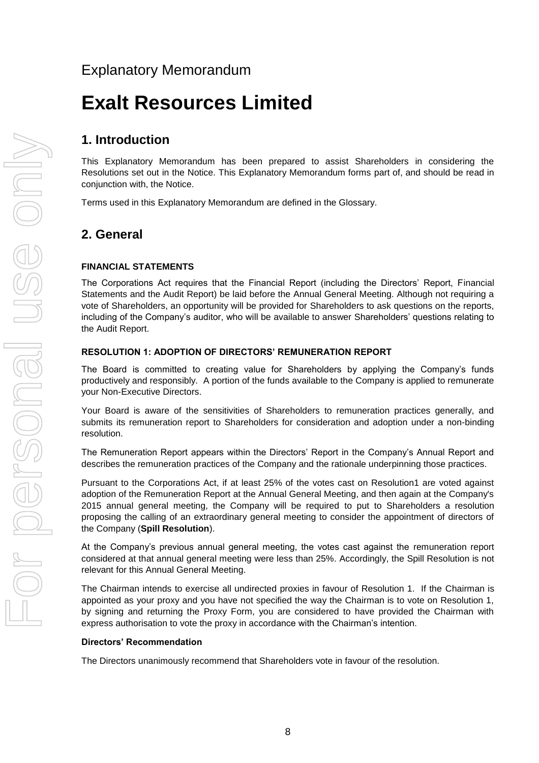Explanatory Memorandum

# Exalt Resources Limited

## 1. Introduction

This Explanatory Memorandum has been prepared to assist Shareholders in considering the Resolutions set out in the Notice. This Explanatory Memorandum forms part of, and should be read in conjunction with, the Notice.

Terms used in this Explanatory Memorandum are defined in the Glossary.

## 2. General

### FINANCIAL STATEMENTS

The Corporations Act requires that the Financial Report (including the Directors' Report, Financial Statements and the Audit Report) be laid before the Annual General Meeting. Although not requiring a vote of Shareholders, an opportunity will be provided for Shareholders to ask questions on the reports, including of the Company's auditor, who will be available to answer Shareholders' questions relating to the Audit Report.

### RESOLUTION 1: ADOPTION OF DIRECTORS' REMUNERATION REPORT

The Board is committed to creating value for Shareholders by applying the Company's funds productively and responsibly. A portion of the funds available to the Company is applied to remunerate your Non-Executive Directors.

Your Board is aware of the sensitivities of Shareholders to remuneration practices generally, and submits its remuneration report to Shareholders for consideration and adoption under a non-binding resolution.

The Remuneration Report appears within the Directors' Report in the Company's Annual Report and describes the remuneration practices of the Company and the rationale underpinning those practices.

Pursuant to the Corporations Act, if at least 25% of the votes cast on Resolution1 are voted against adoption of the Remuneration Report at the Annual General Meeting, and then again at the Company's 2015 annual general meeting, the Company will be required to put to Shareholders a resolution proposing the calling of an extraordinary general meeting to consider the appointment of directors of the Company (**Spill Resolution**).

At the Company's previous annual general meeting, the votes cast against the remuneration report considered at that annual general meeting were less than 25%. Accordingly, the Spill Resolution is not relevant for this Annual General Meeting.

The Chairman intends to exercise all undirected proxies in favour of Resolution 1. If the Chairman is appointed as your proxy and you have not specified the way the Chairman is to vote on Resolution 1, by signing and returning the Proxy Form, you are considered to have provided the Chairman with express authorisation to vote the proxy in accordance with the Chairman's intention.

**Directors' Recommendation**

The Directors unanimously recommend that Shareholders vote in favour of the resolution.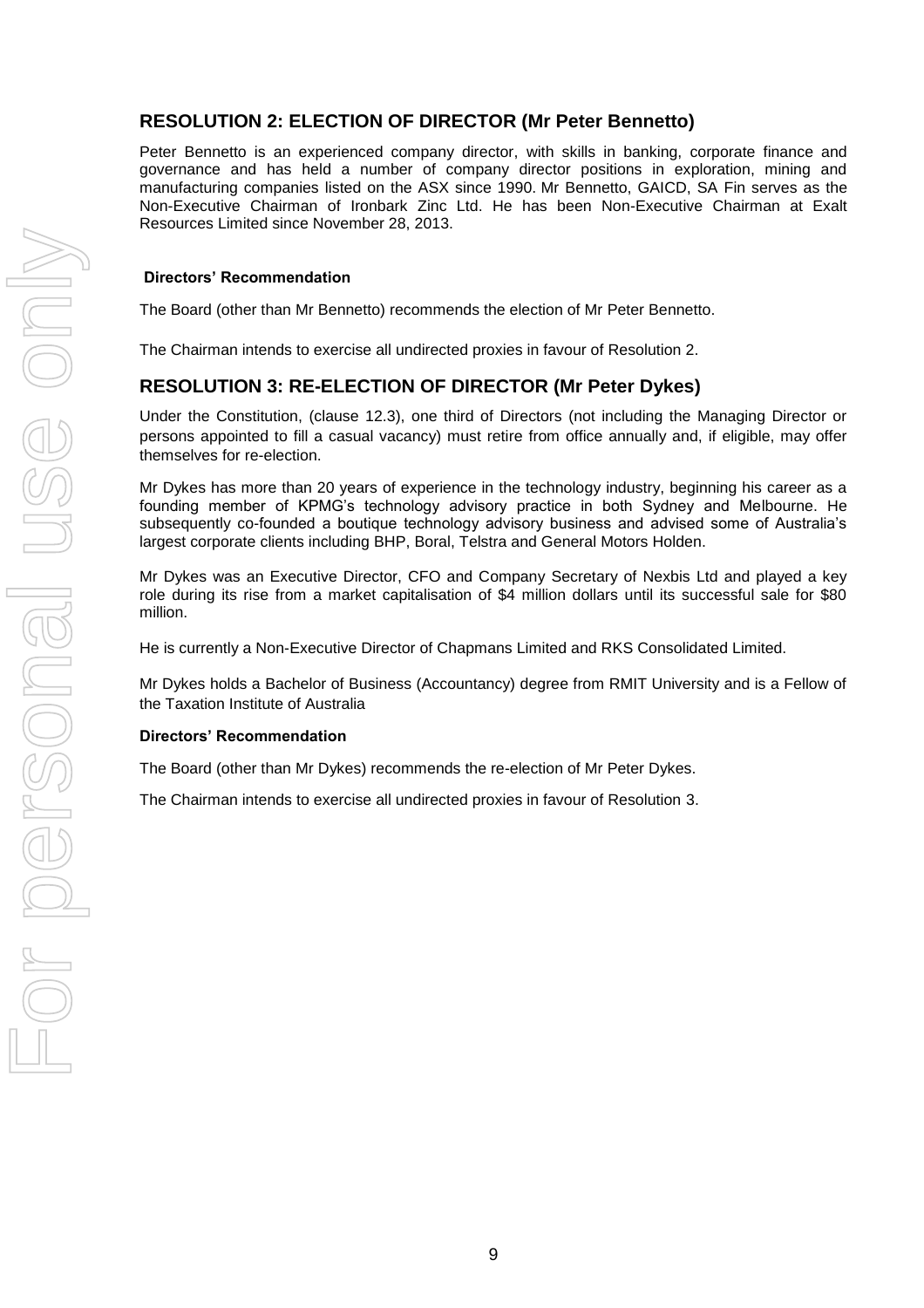## RESOLUTION 2: ELECTION OF DIRECTOR (Mr Peter Bennetto)

Peter Bennetto is an experienced company director, with skills in banking, corporate finance and governance and has held a number of company director positions in exploration, mining and manufacturing companies listed on the ASX since 1990. Mr Bennetto, GAICD, SA Fin serves as the Non-Executive Chairman of Ironbark Zinc Ltd. He has been Non-Executive Chairman at Exalt Resources Limited since November 28, 2013.

**Directors' Recommendation**

The Board (other than Mr Bennetto) recommends the election of Mr Peter Bennetto.

The Chairman intends to exercise all undirected proxies in favour of Resolution 2.

## RESOLUTION 3: RE-ELECTION OF DIRECTOR (Mr Peter Dykes)

Under the Constitution, (clause 12.3), one third of Directors (not including the Managing Director or persons appointed to fill a casual vacancy) must retire from office annually and, if eligible, may offer themselves for re-election.

Mr Dykes has more than 20 years of experience in the technology industry, beginning his career as a founding member of KPMG's technology advisory practice in both Sydney and Melbourne. He subsequently co-founded a boutique technology advisory business and advised some of Australia's largest corporate clients including BHP, Boral, Telstra and General Motors Holden.

Mr Dykes was an Executive Director, CFO and Company Secretary of Nexbis Ltd and played a key role during its rise from a market capitalisation of $4 million dollars until its successful sale for $80 million.

He is currently a Non-Executive Director of Chapmans Limited and RKS Consolidated Limited.

Mr Dykes holds a Bachelor of Business (Accountancy) degree from RMIT University and is a Fellow of the Taxation Institute of Australia

**Directors' Recommendation**

The Board (other than Mr Dykes) recommends the re-election of Mr Peter Dykes.

The Chairman intends to exercise all undirected proxies in favour of Resolution 3.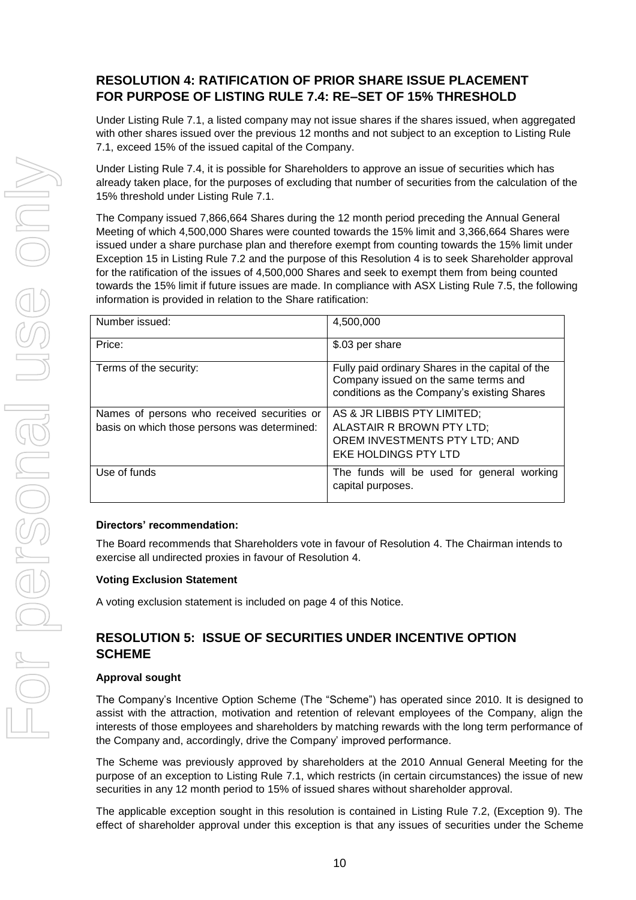## RESOLUTION 4: RATIFICATION OF PRIOR SHARE ISSUE PLACEMENT FOR PURPOSE OF LISTING RULE 7.4: RE–SET OF 15% THRESHOLD

Under Listing Rule 7.1, a listed company may not issue shares if the shares issued, when aggregated with other shares issued over the previous 12 months and not subject to an exception to Listing Rule 7.1, exceed 15% of the issued capital of the Company.

Under Listing Rule 7.4, it is possible for Shareholders to approve an issue of securities which has already taken place, for the purposes of excluding that number of securities from the calculation of the 15% threshold under Listing Rule 7.1.

The Company issued 7,866,664 Shares during the 12 month period preceding the Annual General Meeting of which 4,500,000 Shares were counted towards the 15% limit and 3,366,664 Shares were issued under a share purchase plan and therefore exempt from counting towards the 15% limit under Exception 15 in Listing Rule 7.2 and the purpose of this Resolution 4 is to seek Shareholder approval for the ratification of the issues of 4,500,000 Shares and seek to exempt them from being counted towards the 15% limit if future issues are made. In compliance with ASX Listing Rule 7.5, the following information is provided in relation to the Share ratification:

| | |
|---|---|
| Number issued: | 4,500,000 |
| Price: | $.03 per share |
| Terms of the security: | Fully paid ordinary Shares in the capital of the Company issued on the same terms and conditions as the Company's existing Shares |
| Names of persons who received securities or basis on which those persons was determined: | AS & JR LIBBIS PTY LIMITED; ALASTAIR R BROWN PTY LTD; OREM INVESTMENTS PTY LTD; AND EKE HOLDINGS PTY LTD |
| Use of funds | The funds will be used for general working capital purposes. |

**Directors' recommendation:**

The Board recommends that Shareholders vote in favour of Resolution 4. The Chairman intends to exercise all undirected proxies in favour of Resolution 4.

**Voting Exclusion Statement**

A voting exclusion statement is included on page 4 of this Notice.

## RESOLUTION 5: ISSUE OF SECURITIES UNDER INCENTIVE OPTION SCHEME

**Approval sought**

The Company's Incentive Option Scheme (The "Scheme") has operated since 2010. It is designed to assist with the attraction, motivation and retention of relevant employees of the Company, align the interests of those employees and shareholders by matching rewards with the long term performance of the Company and, accordingly, drive the Company' improved performance.

The Scheme was previously approved by shareholders at the 2010 Annual General Meeting for the purpose of an exception to Listing Rule 7.1, which restricts (in certain circumstances) the issue of new securities in any 12 month period to 15% of issued shares without shareholder approval.

The applicable exception sought in this resolution is contained in Listing Rule 7.2, (Exception 9). The effect of shareholder approval under this exception is that any issues of securities under the Scheme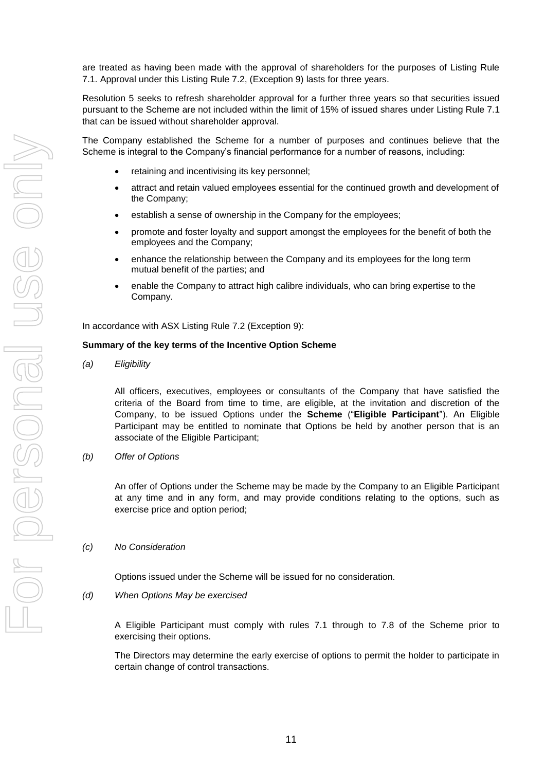are treated as having been made with the approval of shareholders for the purposes of Listing Rule 7.1. Approval under this Listing Rule 7.2, (Exception 9) lasts for three years.

Resolution 5 seeks to refresh shareholder approval for a further three years so that securities issued pursuant to the Scheme are not included within the limit of 15% of issued shares under Listing Rule 7.1 that can be issued without shareholder approval.

The Company established the Scheme for a number of purposes and continues believe that the Scheme is integral to the Company's financial performance for a number of reasons, including:

- retaining and incentivising its key personnel;
- attract and retain valued employees essential for the continued growth and development of the Company;
- establish a sense of ownership in the Company for the employees;
- promote and foster loyalty and support amongst the employees for the benefit of both the employees and the Company;
- enhance the relationship between the Company and its employees for the long term mutual benefit of the parties; and
- enable the Company to attract high calibre individuals, who can bring expertise to the Company.

In accordance with ASX Listing Rule 7.2 (Exception 9):

**Summary of the key terms of the Incentive Option Scheme**

*(a) Eligibility*

All officers, executives, employees or consultants of the Company that have satisfied the criteria of the Board from time to time, are eligible, at the invitation and discretion of the Company, to be issued Options under the **Scheme** ("**Eligible Participant**"). An Eligible Participant may be entitled to nominate that Options be held by another person that is an associate of the Eligible Participant;

*(b) Offer of Options*

An offer of Options under the Scheme may be made by the Company to an Eligible Participant at any time and in any form, and may provide conditions relating to the options, such as exercise price and option period;

*(c) No Consideration*

Options issued under the Scheme will be issued for no consideration.

*(d) When Options May be exercised*

A Eligible Participant must comply with rules 7.1 through to 7.8 of the Scheme prior to exercising their options.

The Directors may determine the early exercise of options to permit the holder to participate in certain change of control transactions.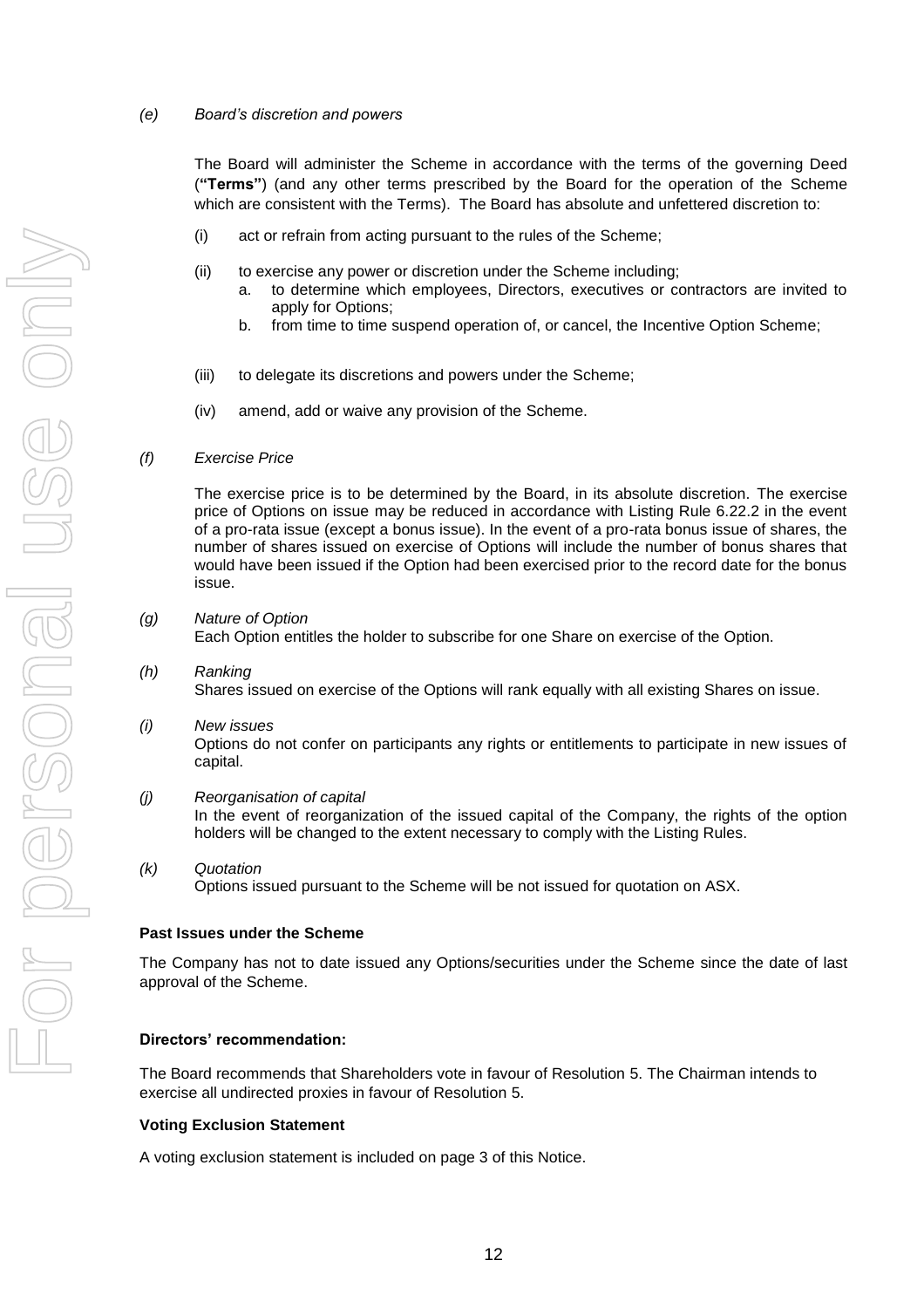*(e) Board's discretion and powers*

The Board will administer the Scheme in accordance with the terms of the governing Deed (**"Terms"**) (and any other terms prescribed by the Board for the operation of the Scheme which are consistent with the Terms). The Board has absolute and unfettered discretion to:

(i) act or refrain from acting pursuant to the rules of the Scheme;

(ii) to exercise any power or discretion under the Scheme including;
  a. to determine which employees, Directors, executives or contractors are invited to apply for Options;
  b. from time to time suspend operation of, or cancel, the Incentive Option Scheme;

(iii) to delegate its discretions and powers under the Scheme;

(iv) amend, add or waive any provision of the Scheme.

*(f) Exercise Price*

The exercise price is to be determined by the Board, in its absolute discretion. The exercise price of Options on issue may be reduced in accordance with Listing Rule 6.22.2 in the event of a pro-rata issue (except a bonus issue). In the event of a pro-rata bonus issue of shares, the number of shares issued on exercise of Options will include the number of bonus shares that would have been issued if the Option had been exercised prior to the record date for the bonus issue.

*(g) Nature of Option*
Each Option entitles the holder to subscribe for one Share on exercise of the Option.

*(h) Ranking*
Shares issued on exercise of the Options will rank equally with all existing Shares on issue.

*(i) New issues*
Options do not confer on participants any rights or entitlements to participate in new issues of capital.

*(j) Reorganisation of capital*
In the event of reorganization of the issued capital of the Company, the rights of the option holders will be changed to the extent necessary to comply with the Listing Rules.

*(k) Quotation*
Options issued pursuant to the Scheme will be not issued for quotation on ASX.

**Past Issues under the Scheme**

The Company has not to date issued any Options/securities under the Scheme since the date of last approval of the Scheme.

**Directors' recommendation:**

The Board recommends that Shareholders vote in favour of Resolution 5. The Chairman intends to exercise all undirected proxies in favour of Resolution 5.

**Voting Exclusion Statement**

A voting exclusion statement is included on page 3 of this Notice.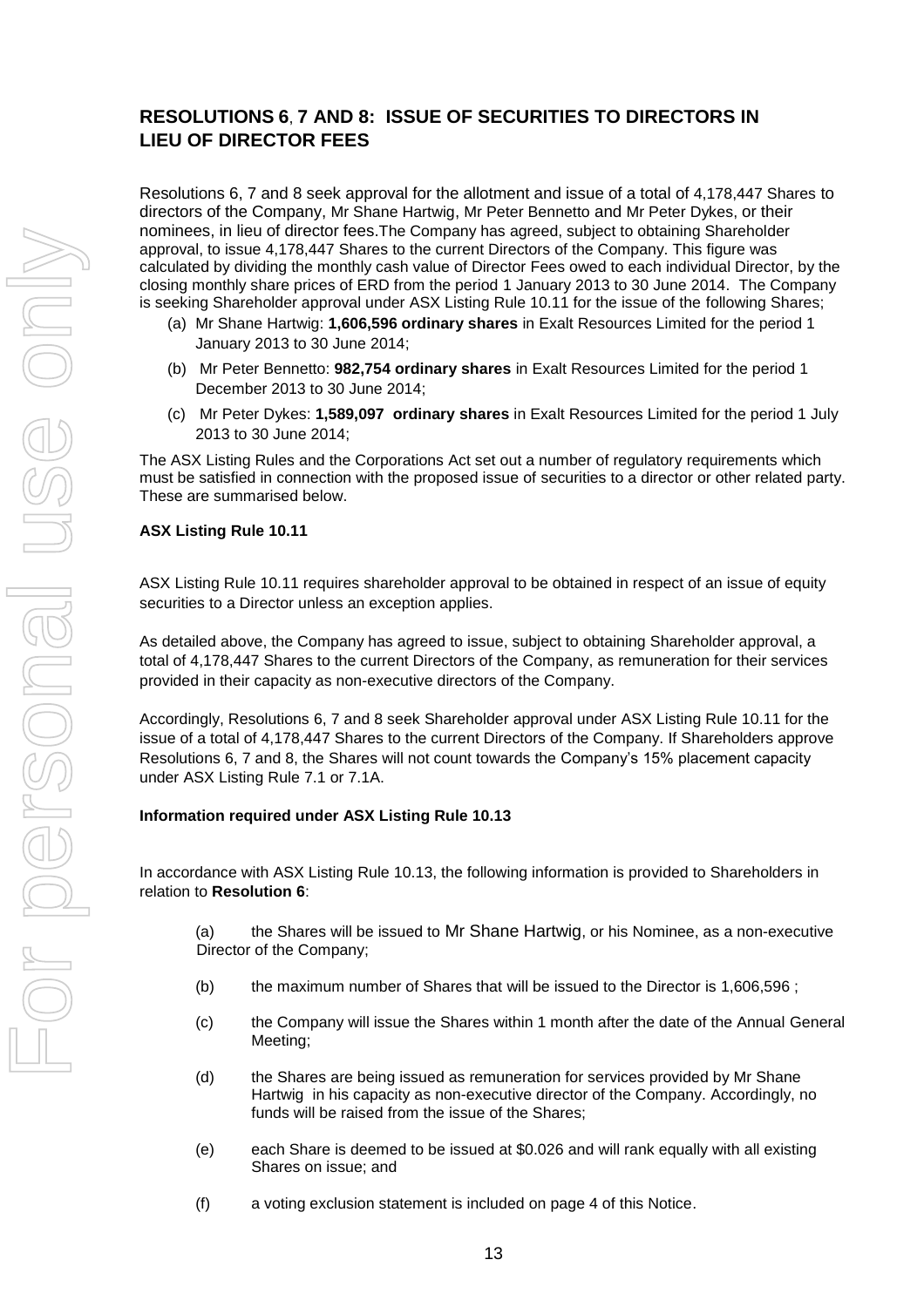## RESOLUTIONS 6, 7 AND 8: ISSUE OF SECURITIES TO DIRECTORS IN LIEU OF DIRECTOR FEES

Resolutions 6, 7 and 8 seek approval for the allotment and issue of a total of 4,178,447 Shares to directors of the Company, Mr Shane Hartwig, Mr Peter Bennetto and Mr Peter Dykes, or their nominees, in lieu of director fees.The Company has agreed, subject to obtaining Shareholder approval, to issue 4,178,447 Shares to the current Directors of the Company. This figure was calculated by dividing the monthly cash value of Director Fees owed to each individual Director, by the closing monthly share prices of ERD from the period 1 January 2013 to 30 June 2014. The Company is seeking Shareholder approval under ASX Listing Rule 10.11 for the issue of the following Shares;

(a) Mr Shane Hartwig: **1,606,596 ordinary shares** in Exalt Resources Limited for the period 1 January 2013 to 30 June 2014;

(b) Mr Peter Bennetto: **982,754 ordinary shares** in Exalt Resources Limited for the period 1 December 2013 to 30 June 2014;

(c) Mr Peter Dykes: **1,589,097 ordinary shares** in Exalt Resources Limited for the period 1 July 2013 to 30 June 2014;

The ASX Listing Rules and the Corporations Act set out a number of regulatory requirements which must be satisfied in connection with the proposed issue of securities to a director or other related party. These are summarised below.

**ASX Listing Rule 10.11**

ASX Listing Rule 10.11 requires shareholder approval to be obtained in respect of an issue of equity securities to a Director unless an exception applies.

As detailed above, the Company has agreed to issue, subject to obtaining Shareholder approval, a total of 4,178,447 Shares to the current Directors of the Company, as remuneration for their services provided in their capacity as non-executive directors of the Company.

Accordingly, Resolutions 6, 7 and 8 seek Shareholder approval under ASX Listing Rule 10.11 for the issue of a total of 4,178,447 Shares to the current Directors of the Company. If Shareholders approve Resolutions 6, 7 and 8, the Shares will not count towards the Company's 15% placement capacity under ASX Listing Rule 7.1 or 7.1A.

**Information required under ASX Listing Rule 10.13**

In accordance with ASX Listing Rule 10.13, the following information is provided to Shareholders in relation to **Resolution 6**:

(a) the Shares will be issued to Mr Shane Hartwig, or his Nominee, as a non-executive Director of the Company;

(b) the maximum number of Shares that will be issued to the Director is 1,606,596 ;

(c) the Company will issue the Shares within 1 month after the date of the Annual General Meeting;

(d) the Shares are being issued as remuneration for services provided by Mr Shane Hartwig in his capacity as non-executive director of the Company. Accordingly, no funds will be raised from the issue of the Shares;

(e) each Share is deemed to be issued at $0.026 and will rank equally with all existing Shares on issue; and

(f) a voting exclusion statement is included on page 4 of this Notice.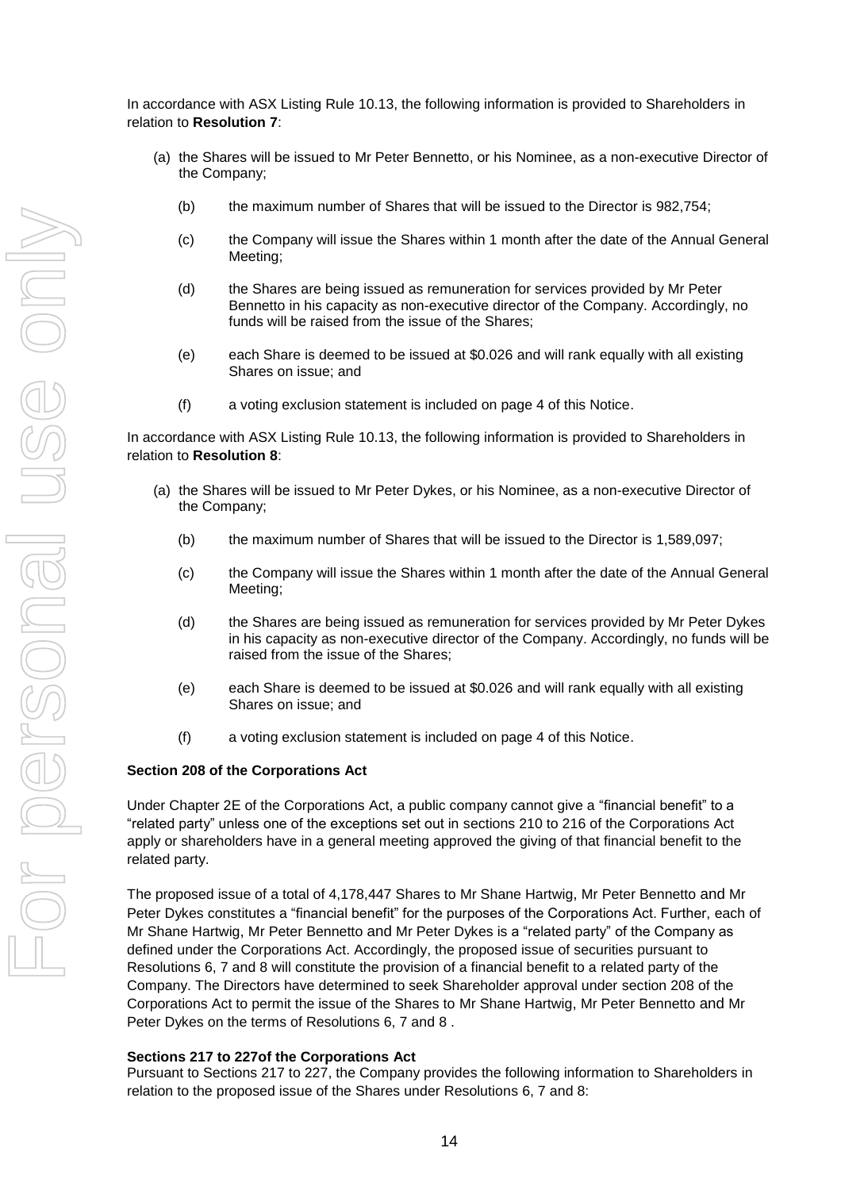In accordance with ASX Listing Rule 10.13, the following information is provided to Shareholders in relation to **Resolution 7**:

(a) the Shares will be issued to Mr Peter Bennetto, or his Nominee, as a non-executive Director of the Company;

(b) the maximum number of Shares that will be issued to the Director is 982,754;

(c) the Company will issue the Shares within 1 month after the date of the Annual General Meeting;

(d) the Shares are being issued as remuneration for services provided by Mr Peter Bennetto in his capacity as non-executive director of the Company. Accordingly, no funds will be raised from the issue of the Shares;

(e) each Share is deemed to be issued at $0.026 and will rank equally with all existing Shares on issue; and

(f) a voting exclusion statement is included on page 4 of this Notice.

In accordance with ASX Listing Rule 10.13, the following information is provided to Shareholders in relation to **Resolution 8**:

(a) the Shares will be issued to Mr Peter Dykes, or his Nominee, as a non-executive Director of the Company;

(b) the maximum number of Shares that will be issued to the Director is 1,589,097;

(c) the Company will issue the Shares within 1 month after the date of the Annual General Meeting;

(d) the Shares are being issued as remuneration for services provided by Mr Peter Dykes in his capacity as non-executive director of the Company. Accordingly, no funds will be raised from the issue of the Shares;

(e) each Share is deemed to be issued at $0.026 and will rank equally with all existing Shares on issue; and

(f) a voting exclusion statement is included on page 4 of this Notice.

**Section 208 of the Corporations Act**

Under Chapter 2E of the Corporations Act, a public company cannot give a "financial benefit" to a "related party" unless one of the exceptions set out in sections 210 to 216 of the Corporations Act apply or shareholders have in a general meeting approved the giving of that financial benefit to the related party.

The proposed issue of a total of 4,178,447 Shares to Mr Shane Hartwig, Mr Peter Bennetto and Mr Peter Dykes constitutes a "financial benefit" for the purposes of the Corporations Act. Further, each of Mr Shane Hartwig, Mr Peter Bennetto and Mr Peter Dykes is a "related party" of the Company as defined under the Corporations Act. Accordingly, the proposed issue of securities pursuant to Resolutions 6, 7 and 8 will constitute the provision of a financial benefit to a related party of the Company. The Directors have determined to seek Shareholder approval under section 208 of the Corporations Act to permit the issue of the Shares to Mr Shane Hartwig, Mr Peter Bennetto and Mr Peter Dykes on the terms of Resolutions 6, 7 and 8 .

**Sections 217 to 227of the Corporations Act**

Pursuant to Sections 217 to 227, the Company provides the following information to Shareholders in relation to the proposed issue of the Shares under Resolutions 6, 7 and 8: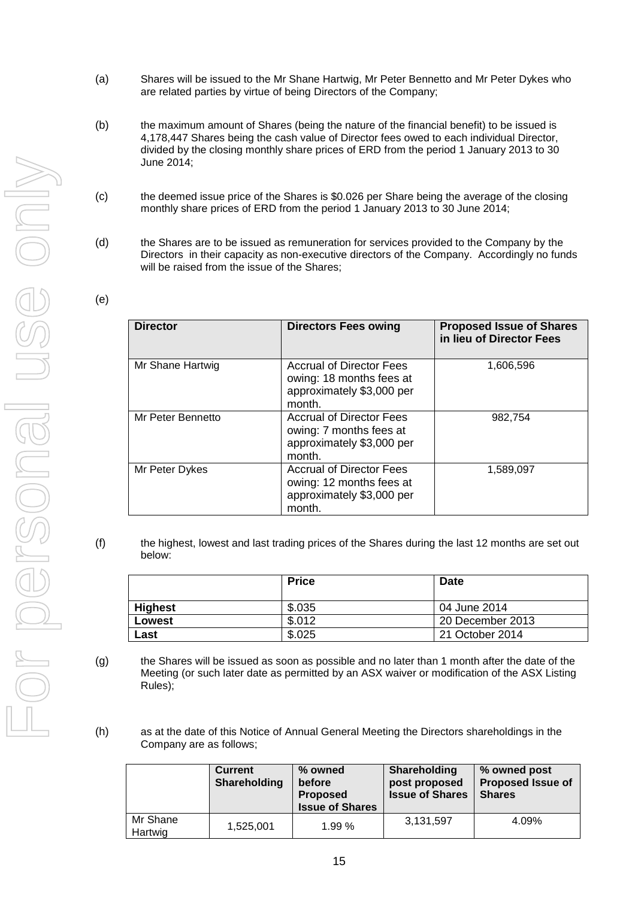(a) Shares will be issued to the Mr Shane Hartwig, Mr Peter Bennetto and Mr Peter Dykes who are related parties by virtue of being Directors of the Company;

(b) the maximum amount of Shares (being the nature of the financial benefit) to be issued is 4,178,447 Shares being the cash value of Director fees owed to each individual Director, divided by the closing monthly share prices of ERD from the period 1 January 2013 to 30 June 2014;

(c) the deemed issue price of the Shares is $0.026 per Share being the average of the closing monthly share prices of ERD from the period 1 January 2013 to 30 June 2014;

(d) the Shares are to be issued as remuneration for services provided to the Company by the Directors in their capacity as non-executive directors of the Company. Accordingly no funds will be raised from the issue of the Shares;

(e)

| Director | Directors Fees owing | Proposed Issue of Shares in lieu of Director Fees |
|---|---|---|
| Mr Shane Hartwig | Accrual of Director Fees owing: 18 months fees at approximately $3,000 per month. | 1,606,596 |
| Mr Peter Bennetto | Accrual of Director Fees owing: 7 months fees at approximately $3,000 per month. | 982,754 |
| Mr Peter Dykes | Accrual of Director Fees owing: 12 months fees at approximately $3,000 per month. | 1,589,097 |

(f) the highest, lowest and last trading prices of the Shares during the last 12 months are set out below:

| | Price | Date |
|---|---|---|
| **Highest** | $.035 | 04 June 2014 |
| **Lowest** | $.012 | 20 December 2013 |
| **Last** | $.025 | 21 October 2014 |

(g) the Shares will be issued as soon as possible and no later than 1 month after the date of the Meeting (or such later date as permitted by an ASX waiver or modification of the ASX Listing Rules);

(h) as at the date of this Notice of Annual General Meeting the Directors shareholdings in the Company are as follows;

| | Current Shareholding | % owned before Proposed Issue of Shares | Shareholding post proposed Issue of Shares | % owned post Proposed Issue of Shares |
|---|---|---|---|---|
| Mr Shane Hartwig | 1,525,001 | 1.99 % | 3,131,597 | 4.09% |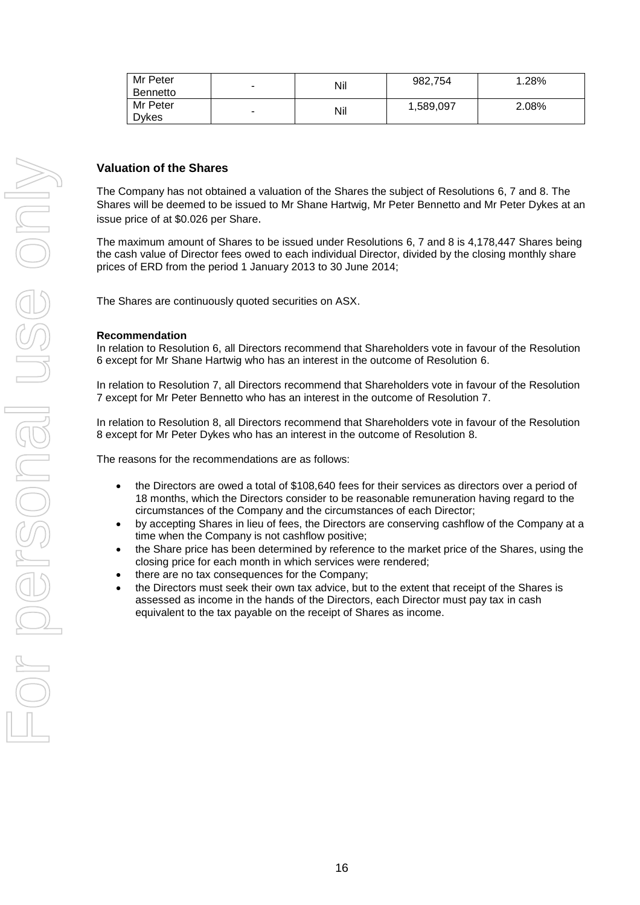| Mr Peter Bennetto | - | Nil | 982,754 | 1.28% |
|---|---|---|---|---|
| Mr Peter Dykes | - | Nil | 1,589,097 | 2.08% |

### Valuation of the Shares

The Company has not obtained a valuation of the Shares the subject of Resolutions 6, 7 and 8. The Shares will be deemed to be issued to Mr Shane Hartwig, Mr Peter Bennetto and Mr Peter Dykes at an issue price of at $0.026 per Share.

The maximum amount of Shares to be issued under Resolutions 6, 7 and 8 is 4,178,447 Shares being the cash value of Director fees owed to each individual Director, divided by the closing monthly share prices of ERD from the period 1 January 2013 to 30 June 2014;

The Shares are continuously quoted securities on ASX.

**Recommendation**

In relation to Resolution 6, all Directors recommend that Shareholders vote in favour of the Resolution 6 except for Mr Shane Hartwig who has an interest in the outcome of Resolution 6.

In relation to Resolution 7, all Directors recommend that Shareholders vote in favour of the Resolution 7 except for Mr Peter Bennetto who has an interest in the outcome of Resolution 7.

In relation to Resolution 8, all Directors recommend that Shareholders vote in favour of the Resolution 8 except for Mr Peter Dykes who has an interest in the outcome of Resolution 8.

The reasons for the recommendations are as follows:

- the Directors are owed a total of $108,640 fees for their services as directors over a period of 18 months, which the Directors consider to be reasonable remuneration having regard to the circumstances of the Company and the circumstances of each Director;
- by accepting Shares in lieu of fees, the Directors are conserving cashflow of the Company at a time when the Company is not cashflow positive;
- the Share price has been determined by reference to the market price of the Shares, using the closing price for each month in which services were rendered;
- there are no tax consequences for the Company;
- the Directors must seek their own tax advice, but to the extent that receipt of the Shares is assessed as income in the hands of the Directors, each Director must pay tax in cash equivalent to the tax payable on the receipt of Shares as income.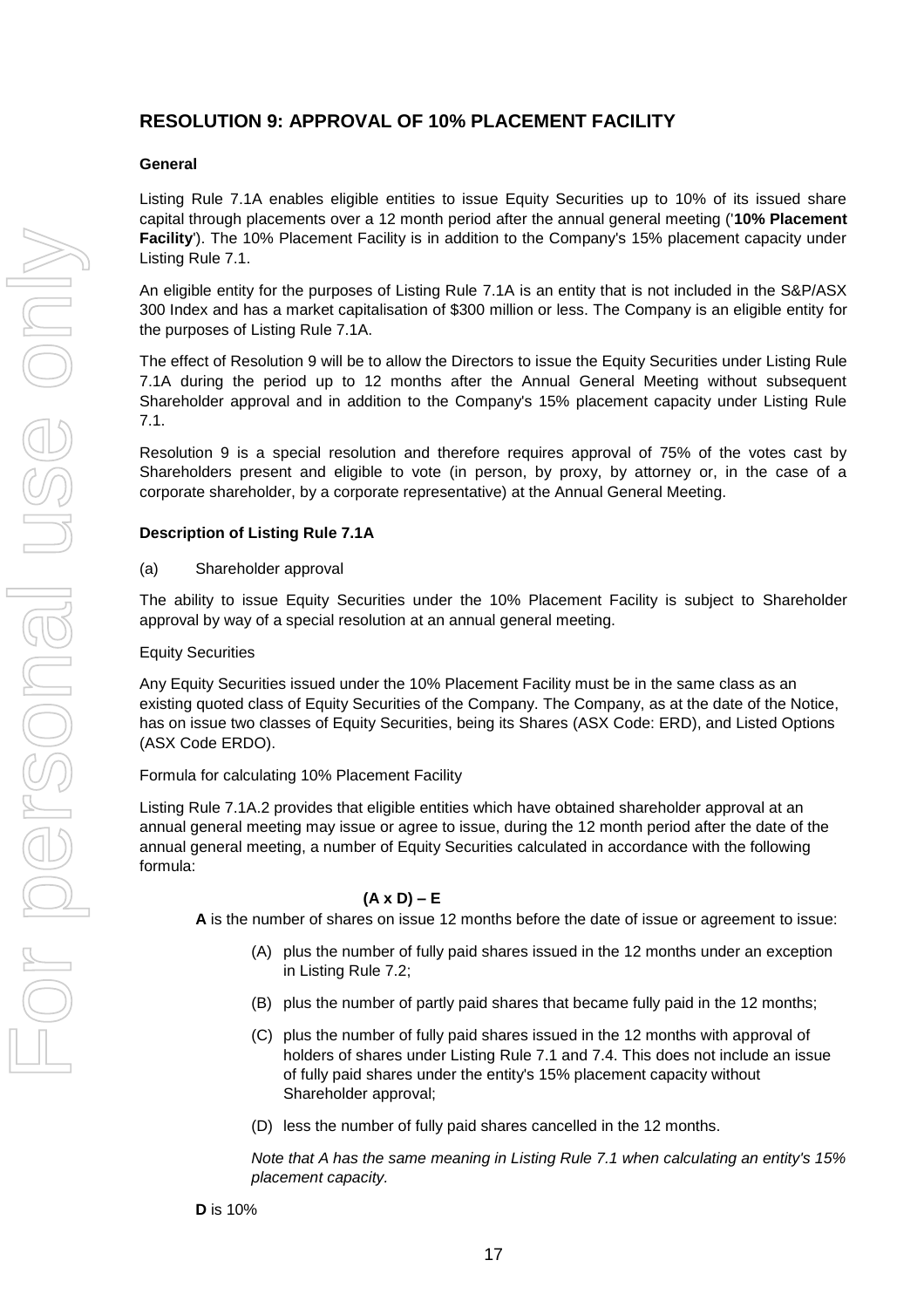## RESOLUTION 9: APPROVAL OF 10% PLACEMENT FACILITY

**General**

Listing Rule 7.1A enables eligible entities to issue Equity Securities up to 10% of its issued share capital through placements over a 12 month period after the annual general meeting ('**10% Placement Facility**'). The 10% Placement Facility is in addition to the Company's 15% placement capacity under Listing Rule 7.1.

An eligible entity for the purposes of Listing Rule 7.1A is an entity that is not included in the S&P/ASX 300 Index and has a market capitalisation of $300 million or less. The Company is an eligible entity for the purposes of Listing Rule 7.1A.

The effect of Resolution 9 will be to allow the Directors to issue the Equity Securities under Listing Rule 7.1A during the period up to 12 months after the Annual General Meeting without subsequent Shareholder approval and in addition to the Company's 15% placement capacity under Listing Rule 7.1.

Resolution 9 is a special resolution and therefore requires approval of 75% of the votes cast by Shareholders present and eligible to vote (in person, by proxy, by attorney or, in the case of a corporate shareholder, by a corporate representative) at the Annual General Meeting.

**Description of Listing Rule 7.1A**

(a) Shareholder approval

The ability to issue Equity Securities under the 10% Placement Facility is subject to Shareholder approval by way of a special resolution at an annual general meeting.

Equity Securities

Any Equity Securities issued under the 10% Placement Facility must be in the same class as an existing quoted class of Equity Securities of the Company. The Company, as at the date of the Notice, has on issue two classes of Equity Securities, being its Shares (ASX Code: ERD), and Listed Options (ASX Code ERDO).

Formula for calculating 10% Placement Facility

Listing Rule 7.1A.2 provides that eligible entities which have obtained shareholder approval at an annual general meeting may issue or agree to issue, during the 12 month period after the date of the annual general meeting, a number of Equity Securities calculated in accordance with the following formula:

$$(A \times D) - E$$

**A** is the number of shares on issue 12 months before the date of issue or agreement to issue:

(A) plus the number of fully paid shares issued in the 12 months under an exception in Listing Rule 7.2;

(B) plus the number of partly paid shares that became fully paid in the 12 months;

(C) plus the number of fully paid shares issued in the 12 months with approval of holders of shares under Listing Rule 7.1 and 7.4. This does not include an issue of fully paid shares under the entity's 15% placement capacity without Shareholder approval;

(D) less the number of fully paid shares cancelled in the 12 months.

*Note that A has the same meaning in Listing Rule 7.1 when calculating an entity's 15% placement capacity.*

**D** is 10%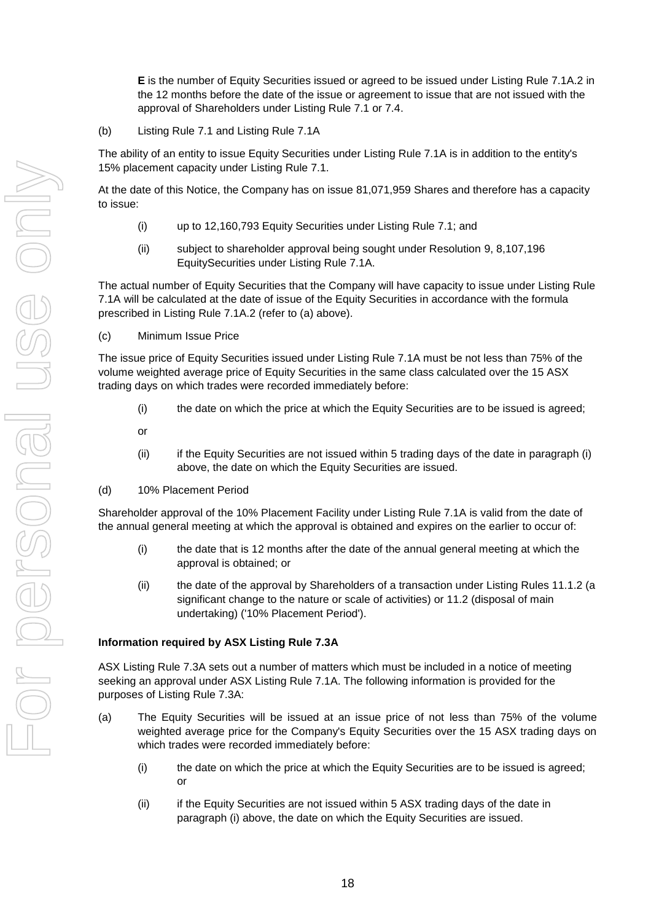**E** is the number of Equity Securities issued or agreed to be issued under Listing Rule 7.1A.2 in the 12 months before the date of the issue or agreement to issue that are not issued with the approval of Shareholders under Listing Rule 7.1 or 7.4.

(b) Listing Rule 7.1 and Listing Rule 7.1A

The ability of an entity to issue Equity Securities under Listing Rule 7.1A is in addition to the entity's 15% placement capacity under Listing Rule 7.1.

At the date of this Notice, the Company has on issue 81,071,959 Shares and therefore has a capacity to issue:

(i) up to 12,160,793 Equity Securities under Listing Rule 7.1; and

(ii) subject to shareholder approval being sought under Resolution 9, 8,107,196 EquitySecurities under Listing Rule 7.1A.

The actual number of Equity Securities that the Company will have capacity to issue under Listing Rule 7.1A will be calculated at the date of issue of the Equity Securities in accordance with the formula prescribed in Listing Rule 7.1A.2 (refer to (a) above).

(c) Minimum Issue Price

The issue price of Equity Securities issued under Listing Rule 7.1A must be not less than 75% of the volume weighted average price of Equity Securities in the same class calculated over the 15 ASX trading days on which trades were recorded immediately before:

(i) the date on which the price at which the Equity Securities are to be issued is agreed;

or

(ii) if the Equity Securities are not issued within 5 trading days of the date in paragraph (i) above, the date on which the Equity Securities are issued.

(d) 10% Placement Period

Shareholder approval of the 10% Placement Facility under Listing Rule 7.1A is valid from the date of the annual general meeting at which the approval is obtained and expires on the earlier to occur of:

(i) the date that is 12 months after the date of the annual general meeting at which the approval is obtained; or

(ii) the date of the approval by Shareholders of a transaction under Listing Rules 11.1.2 (a significant change to the nature or scale of activities) or 11.2 (disposal of main undertaking) ('10% Placement Period').

**Information required by ASX Listing Rule 7.3A**

ASX Listing Rule 7.3A sets out a number of matters which must be included in a notice of meeting seeking an approval under ASX Listing Rule 7.1A. The following information is provided for the purposes of Listing Rule 7.3A:

(a) The Equity Securities will be issued at an issue price of not less than 75% of the volume weighted average price for the Company's Equity Securities over the 15 ASX trading days on which trades were recorded immediately before:

(i) the date on which the price at which the Equity Securities are to be issued is agreed; or

(ii) if the Equity Securities are not issued within 5 ASX trading days of the date in paragraph (i) above, the date on which the Equity Securities are issued.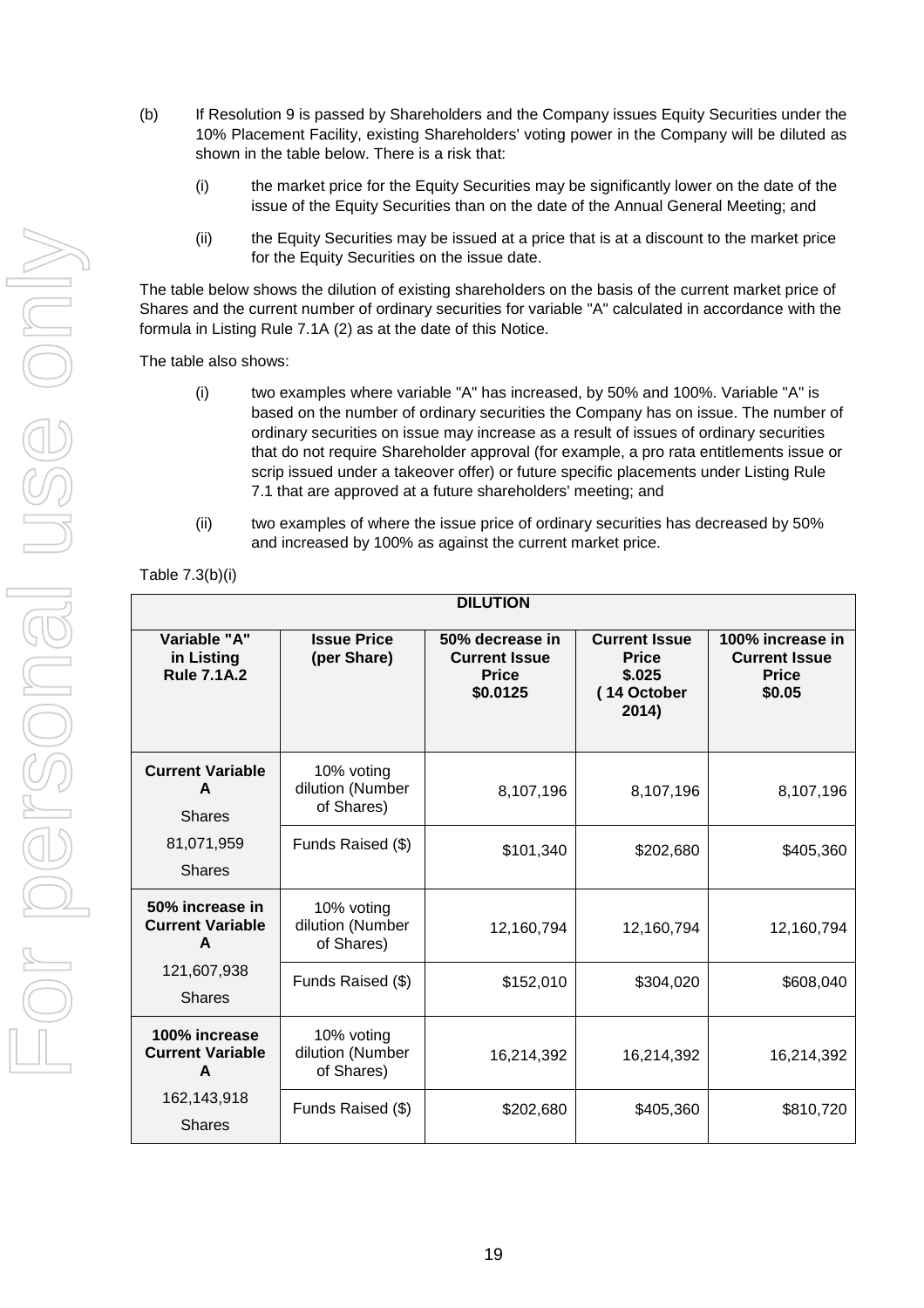(b) If Resolution 9 is passed by Shareholders and the Company issues Equity Securities under the 10% Placement Facility, existing Shareholders' voting power in the Company will be diluted as shown in the table below. There is a risk that:

(i) the market price for the Equity Securities may be significantly lower on the date of the issue of the Equity Securities than on the date of the Annual General Meeting; and

(ii) the Equity Securities may be issued at a price that is at a discount to the market price for the Equity Securities on the issue date.

The table below shows the dilution of existing shareholders on the basis of the current market price of Shares and the current number of ordinary securities for variable "A" calculated in accordance with the formula in Listing Rule 7.1A (2) as at the date of this Notice.

The table also shows:

(i) two examples where variable "A" has increased, by 50% and 100%. Variable "A" is based on the number of ordinary securities the Company has on issue. The number of ordinary securities on issue may increase as a result of issues of ordinary securities that do not require Shareholder approval (for example, a pro rata entitlements issue or scrip issued under a takeover offer) or future specific placements under Listing Rule 7.1 that are approved at a future shareholders' meeting; and

(ii) two examples of where the issue price of ordinary securities has decreased by 50% and increased by 100% as against the current market price.

Table 7.3(b)(i)

| DILUTION | | | | |
|---|---|---|---|---|
| **Variable "A" in Listing Rule 7.1A.2** | **Issue Price (per Share)** | **50% decrease in Current Issue Price $0.0125** | **Current Issue Price $.025 ( 14 October 2014)** | **100% increase in Current Issue Price $0.05** |
| **Current Variable A** Shares | 10% voting dilution (Number of Shares) | 8,107,196 | 8,107,196 | 8,107,196 |
| 81,071,959 Shares | Funds Raised ($) | $101,340 | $202,680 | $405,360 |
| **50% increase in Current Variable A** | 10% voting dilution (Number of Shares) | 12,160,794 | 12,160,794 | 12,160,794 |
| 121,607,938 Shares | Funds Raised ($) | $152,010 | $304,020 | $608,040 |
| **100% increase Current Variable A** | 10% voting dilution (Number of Shares) | 16,214,392 | 16,214,392 | 16,214,392 |
| 162,143,918 Shares | Funds Raised ($) | $202,680 | $405,360 | $810,720 |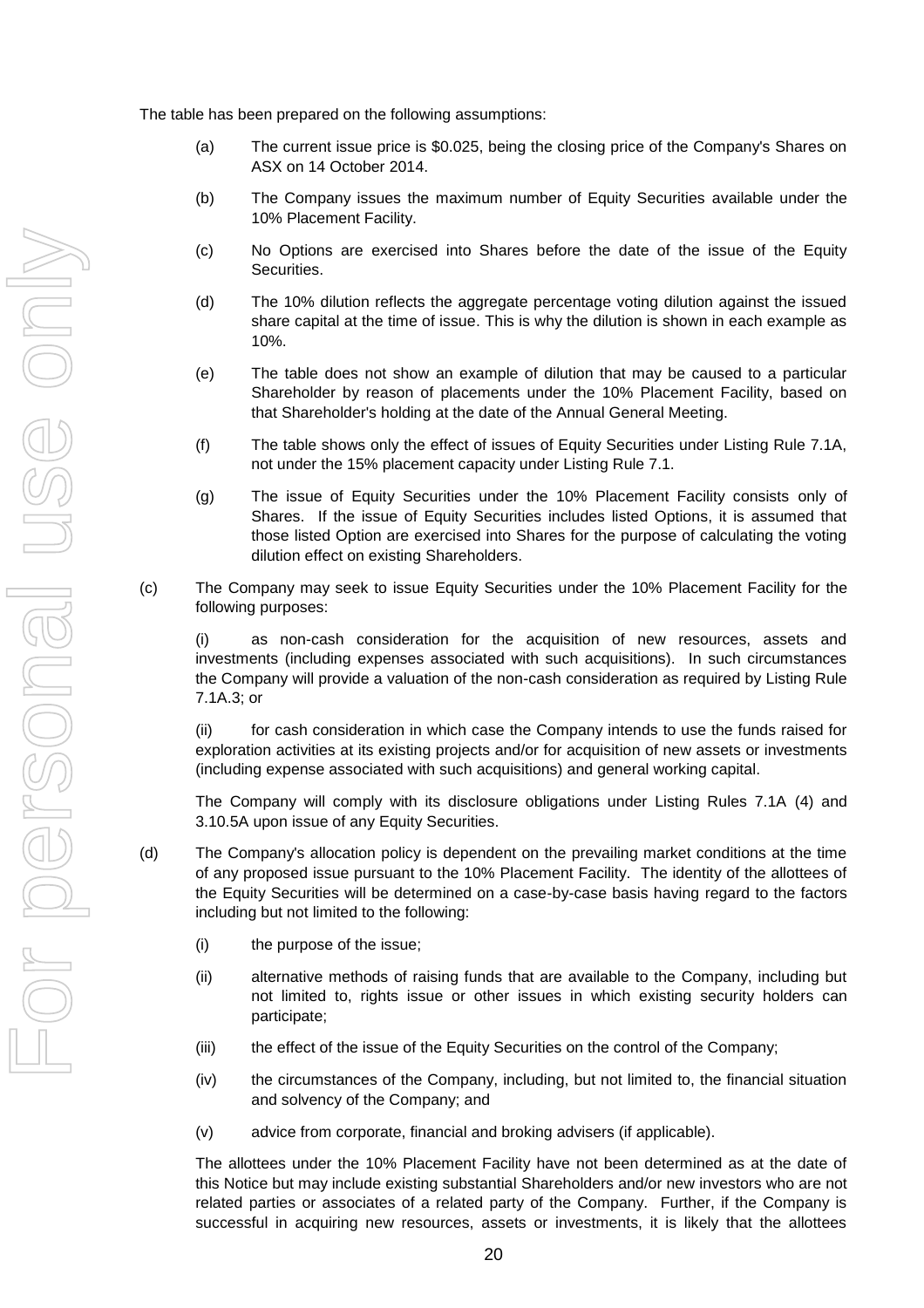The table has been prepared on the following assumptions:

(a) The current issue price is $0.025, being the closing price of the Company's Shares on ASX on 14 October 2014.

(b) The Company issues the maximum number of Equity Securities available under the 10% Placement Facility.

(c) No Options are exercised into Shares before the date of the issue of the Equity Securities.

(d) The 10% dilution reflects the aggregate percentage voting dilution against the issued share capital at the time of issue. This is why the dilution is shown in each example as 10%.

(e) The table does not show an example of dilution that may be caused to a particular Shareholder by reason of placements under the 10% Placement Facility, based on that Shareholder's holding at the date of the Annual General Meeting.

(f) The table shows only the effect of issues of Equity Securities under Listing Rule 7.1A, not under the 15% placement capacity under Listing Rule 7.1.

(g) The issue of Equity Securities under the 10% Placement Facility consists only of Shares. If the issue of Equity Securities includes listed Options, it is assumed that those listed Option are exercised into Shares for the purpose of calculating the voting dilution effect on existing Shareholders.

(c) The Company may seek to issue Equity Securities under the 10% Placement Facility for the following purposes:

(i) as non-cash consideration for the acquisition of new resources, assets and investments (including expenses associated with such acquisitions). In such circumstances the Company will provide a valuation of the non-cash consideration as required by Listing Rule 7.1A.3; or

(ii) for cash consideration in which case the Company intends to use the funds raised for exploration activities at its existing projects and/or for acquisition of new assets or investments (including expense associated with such acquisitions) and general working capital.

The Company will comply with its disclosure obligations under Listing Rules 7.1A (4) and 3.10.5A upon issue of any Equity Securities.

(d) The Company's allocation policy is dependent on the prevailing market conditions at the time of any proposed issue pursuant to the 10% Placement Facility. The identity of the allottees of the Equity Securities will be determined on a case-by-case basis having regard to the factors including but not limited to the following:

(i) the purpose of the issue;

(ii) alternative methods of raising funds that are available to the Company, including but not limited to, rights issue or other issues in which existing security holders can participate;

(iii) the effect of the issue of the Equity Securities on the control of the Company;

(iv) the circumstances of the Company, including, but not limited to, the financial situation and solvency of the Company; and

(v) advice from corporate, financial and broking advisers (if applicable).

The allottees under the 10% Placement Facility have not been determined as at the date of this Notice but may include existing substantial Shareholders and/or new investors who are not related parties or associates of a related party of the Company. Further, if the Company is successful in acquiring new resources, assets or investments, it is likely that the allottees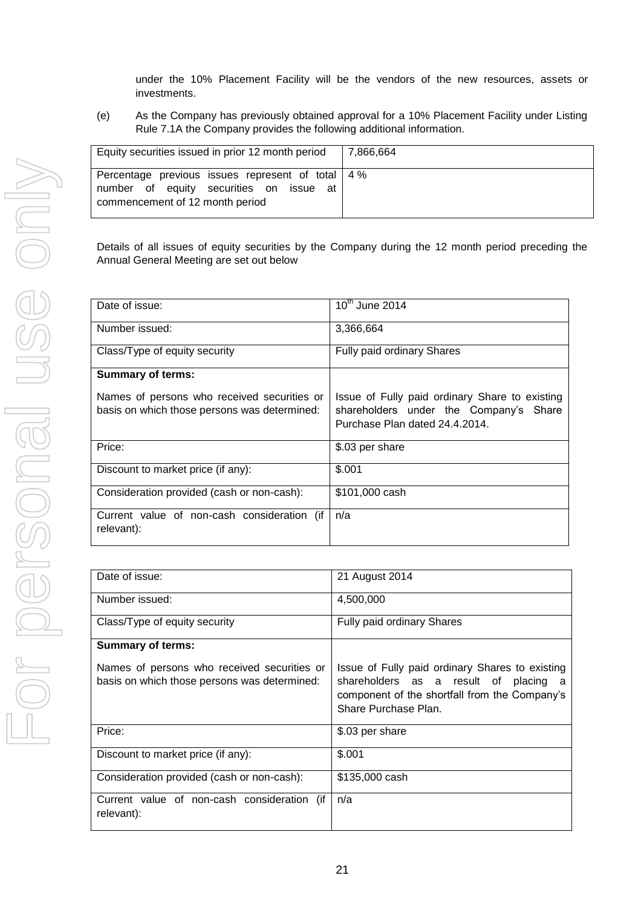under the 10% Placement Facility will be the vendors of the new resources, assets or investments.

(e) As the Company has previously obtained approval for a 10% Placement Facility under Listing Rule 7.1A the Company provides the following additional information.

| Equity securities issued in prior 12 month period | 7,866,664 |
|---|---|
| Percentage previous issues represent of total number of equity securities on issue at commencement of 12 month period | 4 % |

Details of all issues of equity securities by the Company during the 12 month period preceding the Annual General Meeting are set out below

| Date of issue: | 10th June 2014 |
|---|---|
| Number issued: | 3,366,664 |
| Class/Type of equity security | Fully paid ordinary Shares |
| **Summary of terms:**<br><br>Names of persons who received securities or basis on which those persons was determined: | Issue of Fully paid ordinary Share to existing shareholders under the Company's Share Purchase Plan dated 24.4.2014. |
| Price: | $.03 per share |
| Discount to market price (if any): | $.001 |
| Consideration provided (cash or non-cash): | $101,000 cash |
| Current value of non-cash consideration (if relevant): | n/a |

| Date of issue: | 21 August 2014 |
|---|---|
| Number issued: | 4,500,000 |
| Class/Type of equity security | Fully paid ordinary Shares |
| **Summary of terms:**<br><br>Names of persons who received securities or basis on which those persons was determined: | Issue of Fully paid ordinary Shares to existing shareholders as a result of placing a component of the shortfall from the Company's Share Purchase Plan. |
| Price: | $.03 per share |
| Discount to market price (if any): | $.001 |
| Consideration provided (cash or non-cash): | $135,000 cash |
| Current value of non-cash consideration (if relevant): | n/a |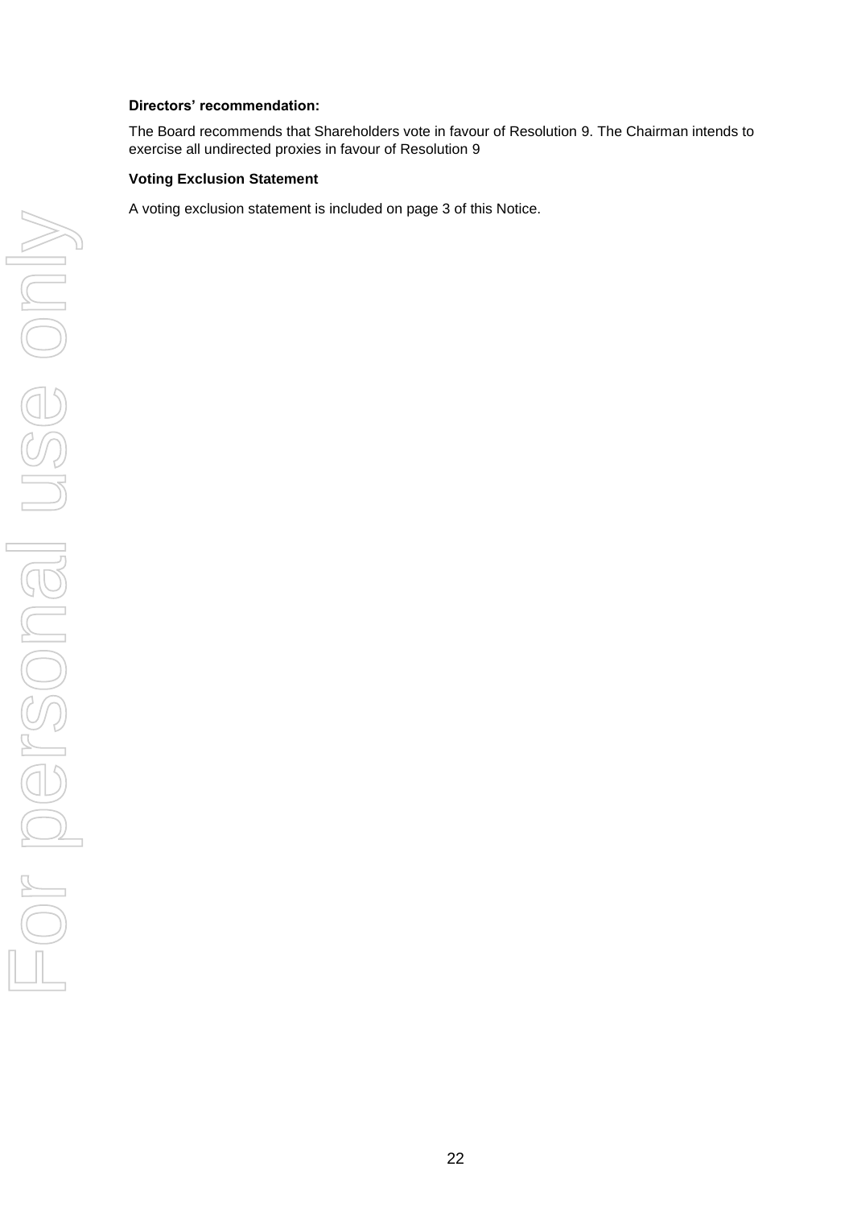**Directors' recommendation:**

The Board recommends that Shareholders vote in favour of Resolution 9. The Chairman intends to exercise all undirected proxies in favour of Resolution 9

**Voting Exclusion Statement**

A voting exclusion statement is included on page 3 of this Notice.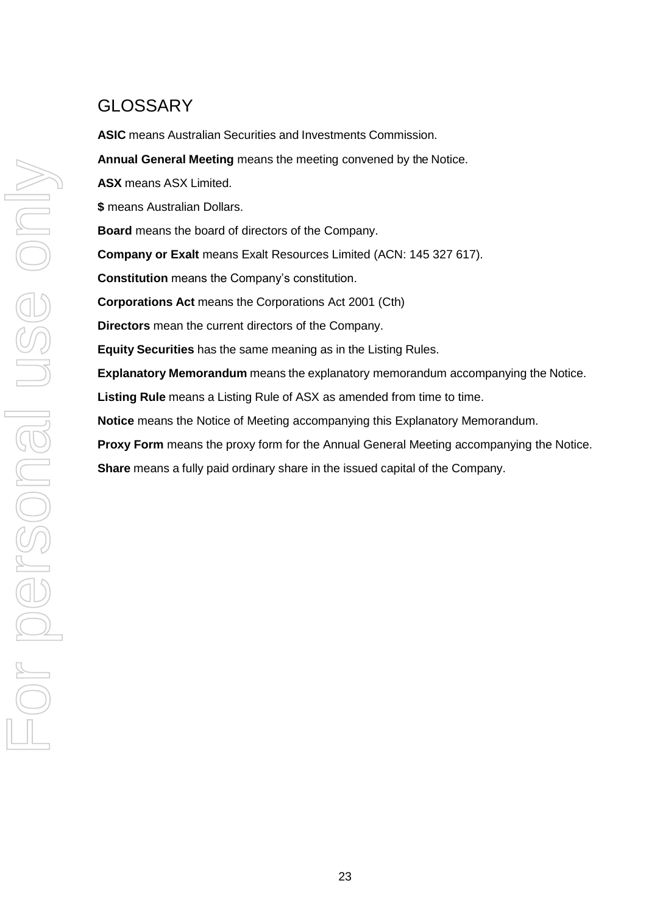# GLOSSARY

**ASIC** means Australian Securities and Investments Commission.

**Annual General Meeting** means the meeting convened by the Notice.

**ASX** means ASX Limited.

**$** means Australian Dollars.

**Board** means the board of directors of the Company.

**Company or Exalt** means Exalt Resources Limited (ACN: 145 327 617).

**Constitution** means the Company's constitution.

**Corporations Act** means the Corporations Act 2001 (Cth)

**Directors** mean the current directors of the Company.

**Equity Securities** has the same meaning as in the Listing Rules.

**Explanatory Memorandum** means the explanatory memorandum accompanying the Notice.

**Listing Rule** means a Listing Rule of ASX as amended from time to time.

**Notice** means the Notice of Meeting accompanying this Explanatory Memorandum.

**Proxy Form** means the proxy form for the Annual General Meeting accompanying the Notice.

**Share** means a fully paid ordinary share in the issued capital of the Company.